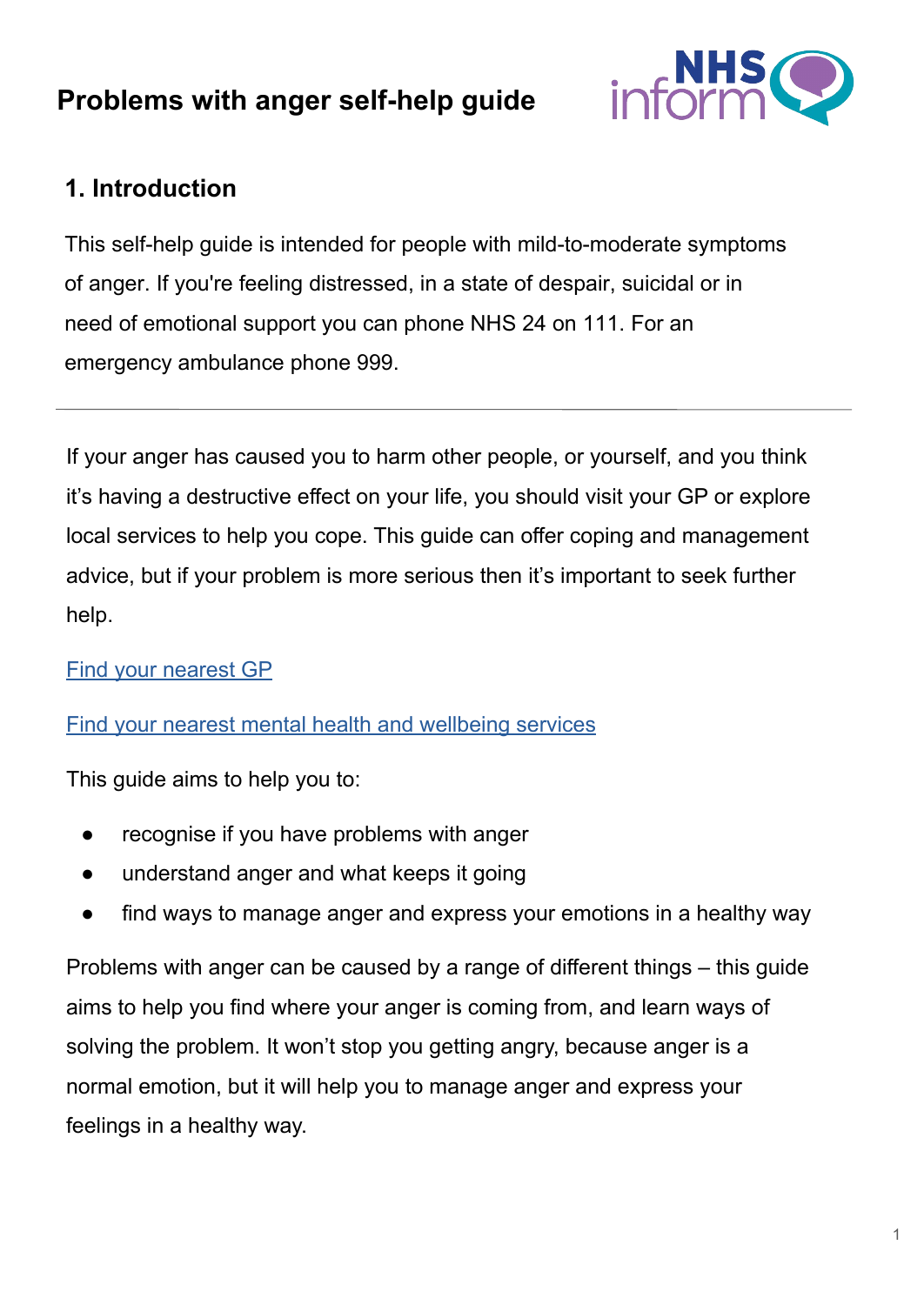# Problems with anger self-help guide

## 1. Introduction

This self-help guide is intended for people with mild-to-moderate symptoms of anger. If you're feeling distressed, in a state of despair, suicidal or in need of emotional support you can phone NHS 24 on 111. For an emergency ambulance phone 999.

---

If your anger has caused you to harm other people, or yourself, and you think it's having a destructive effect on your life, you should visit your GP or explore local services to help you cope. This guide can offer coping and management advice, but if your problem is more serious then it's important to seek further help.

Find your nearest GP

Find your nearest mental health and wellbeing services

This guide aims to help you to:

- recognise if you have problems with anger
- understand anger and what keeps it going
- find ways to manage anger and express your emotions in a healthy way

Problems with anger can be caused by a range of different things – this guide aims to help you find where your anger is coming from, and learn ways of solving the problem. It won't stop you getting angry, because anger is a normal emotion, but it will help you to manage anger and express your feelings in a healthy way.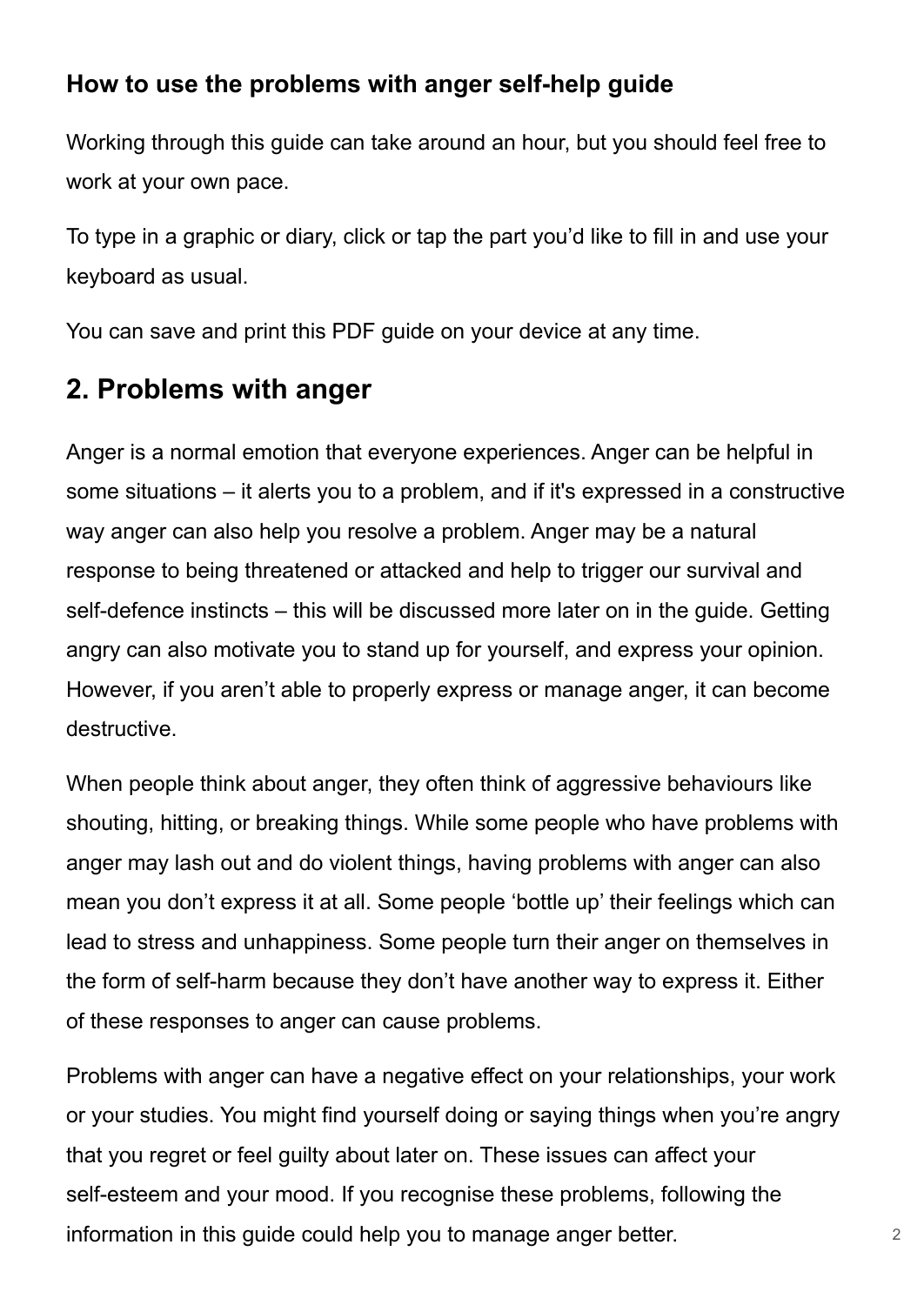### How to use the problems with anger self-help guide

Working through this guide can take around an hour, but you should feel free to work at your own pace.

To type in a graphic or diary, click or tap the part you'd like to fill in and use your keyboard as usual.

You can save and print this PDF guide on your device at any time.

## 2. Problems with anger

Anger is a normal emotion that everyone experiences. Anger can be helpful in some situations – it alerts you to a problem, and if it's expressed in a constructive way anger can also help you resolve a problem. Anger may be a natural response to being threatened or attacked and help to trigger our survival and self-defence instincts – this will be discussed more later on in the guide. Getting angry can also motivate you to stand up for yourself, and express your opinion. However, if you aren't able to properly express or manage anger, it can become destructive.

When people think about anger, they often think of aggressive behaviours like shouting, hitting, or breaking things. While some people who have problems with anger may lash out and do violent things, having problems with anger can also mean you don't express it at all. Some people 'bottle up' their feelings which can lead to stress and unhappiness. Some people turn their anger on themselves in the form of self-harm because they don't have another way to express it. Either of these responses to anger can cause problems.

Problems with anger can have a negative effect on your relationships, your work or your studies. You might find yourself doing or saying things when you're angry that you regret or feel guilty about later on. These issues can affect your self-esteem and your mood. If you recognise these problems, following the information in this guide could help you to manage anger better.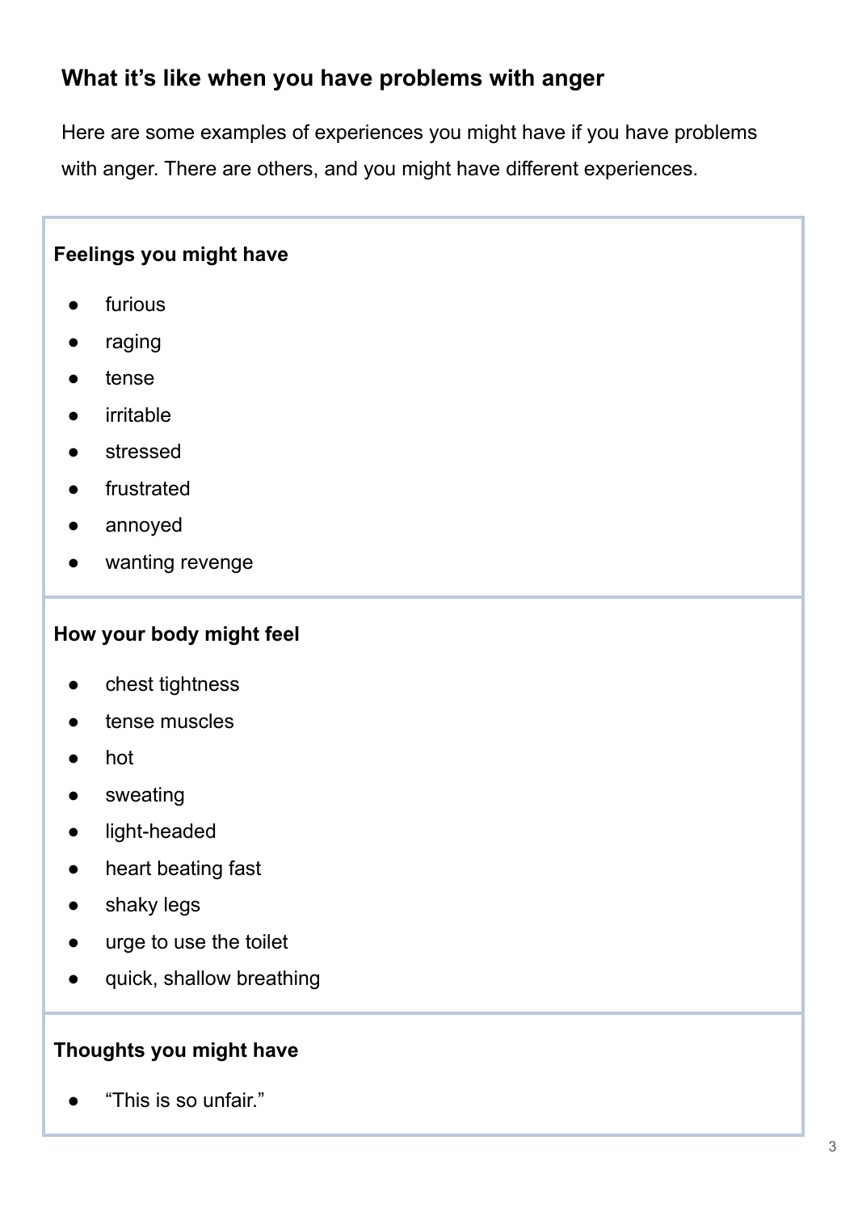## What it's like when you have problems with anger

Here are some examples of experiences you might have if you have problems with anger. There are others, and you might have different experiences.

**Feelings you might have**

- furious
- raging
- tense
- irritable
- stressed
- frustrated
- annoyed
- wanting revenge

**How your body might feel**

- chest tightness
- tense muscles
- hot
- sweating
- light-headed
- heart beating fast
- shaky legs
- urge to use the toilet
- quick, shallow breathing

**Thoughts you might have**

- "This is so unfair."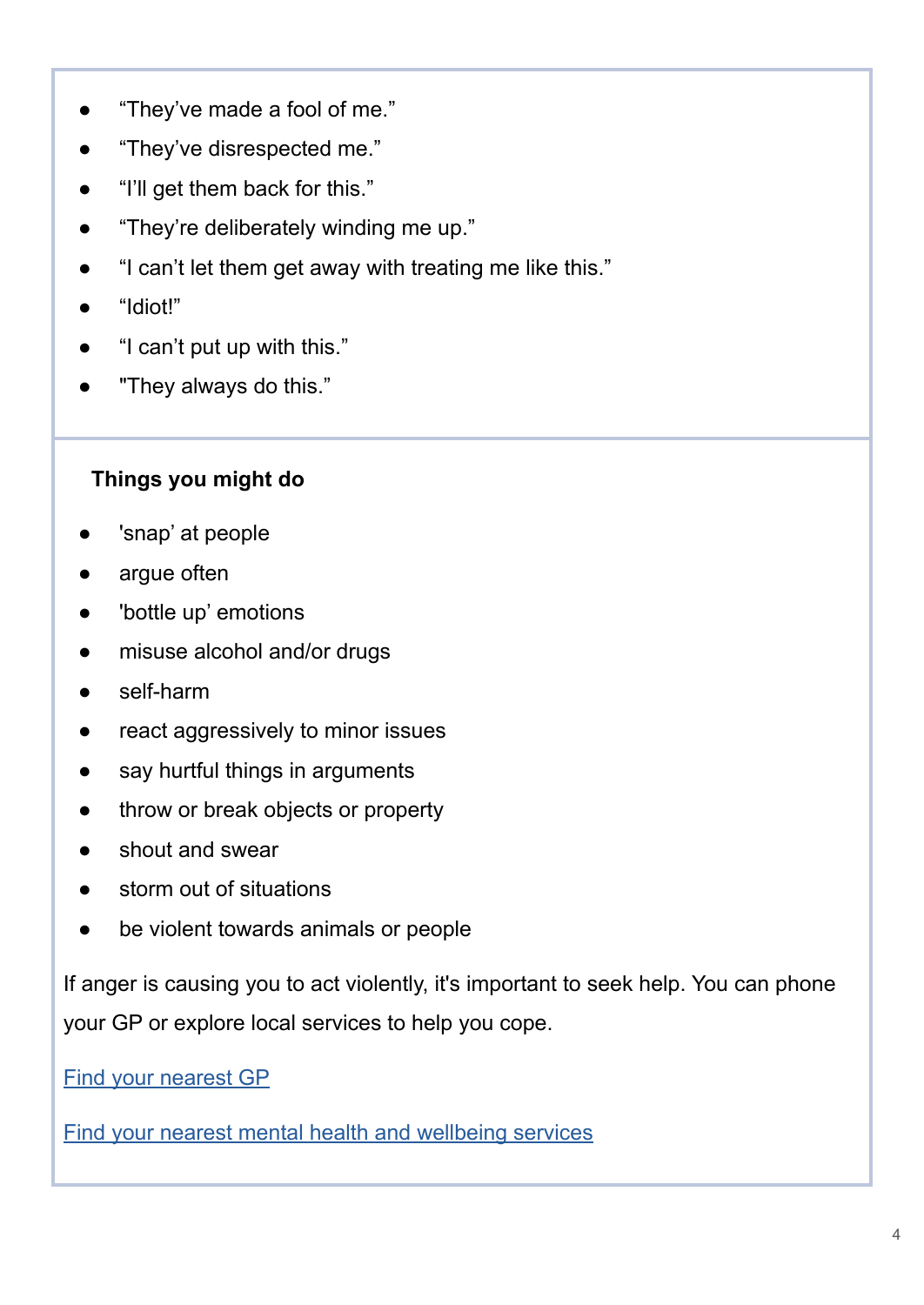- “They’ve made a fool of me.”
- “They’ve disrespected me.”
- “I’ll get them back for this.”
- “They’re deliberately winding me up.”
- “I can’t let them get away with treating me like this.”
- “Idiot!”
- “I can’t put up with this.”
- "They always do this.”

**Things you might do**

- 'snap’ at people
- argue often
- 'bottle up’ emotions
- misuse alcohol and/or drugs
- self-harm
- react aggressively to minor issues
- say hurtful things in arguments
- throw or break objects or property
- shout and swear
- storm out of situations
- be violent towards animals or people

If anger is causing you to act violently, it's important to seek help. You can phone your GP or explore local services to help you cope.

Find your nearest GP

Find your nearest mental health and wellbeing services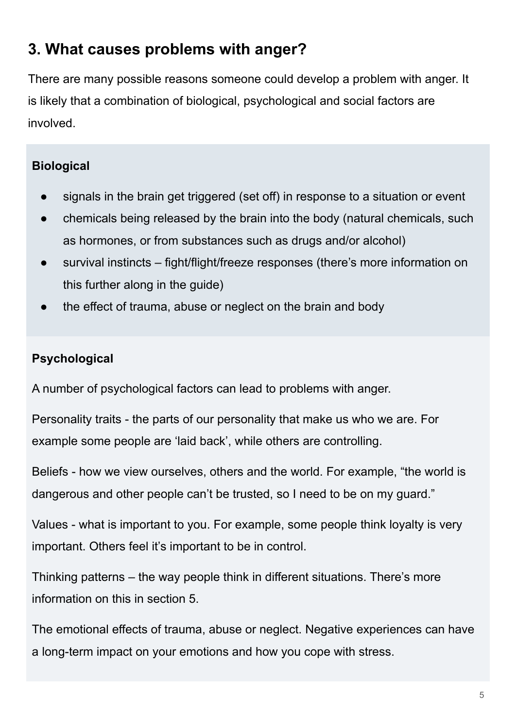## 3. What causes problems with anger?

There are many possible reasons someone could develop a problem with anger. It is likely that a combination of biological, psychological and social factors are involved.

**Biological**

- signals in the brain get triggered (set off) in response to a situation or event
- chemicals being released by the brain into the body (natural chemicals, such as hormones, or from substances such as drugs and/or alcohol)
- survival instincts – fight/flight/freeze responses (there's more information on this further along in the guide)
- the effect of trauma, abuse or neglect on the brain and body

**Psychological**

A number of psychological factors can lead to problems with anger.

Personality traits - the parts of our personality that make us who we are. For example some people are 'laid back', while others are controlling.

Beliefs - how we view ourselves, others and the world. For example, "the world is dangerous and other people can't be trusted, so I need to be on my guard."

Values - what is important to you. For example, some people think loyalty is very important. Others feel it's important to be in control.

Thinking patterns – the way people think in different situations. There's more information on this in section 5.

The emotional effects of trauma, abuse or neglect. Negative experiences can have a long-term impact on your emotions and how you cope with stress.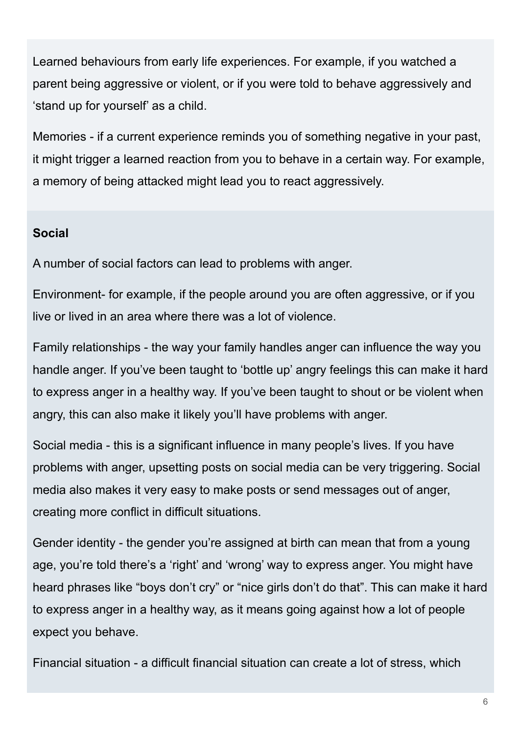Learned behaviours from early life experiences. For example, if you watched a parent being aggressive or violent, or if you were told to behave aggressively and 'stand up for yourself' as a child.

Memories - if a current experience reminds you of something negative in your past, it might trigger a learned reaction from you to behave in a certain way. For example, a memory of being attacked might lead you to react aggressively.

**Social**

A number of social factors can lead to problems with anger.

Environment- for example, if the people around you are often aggressive, or if you live or lived in an area where there was a lot of violence.

Family relationships - the way your family handles anger can influence the way you handle anger. If you've been taught to 'bottle up' angry feelings this can make it hard to express anger in a healthy way. If you've been taught to shout or be violent when angry, this can also make it likely you'll have problems with anger.

Social media - this is a significant influence in many people's lives. If you have problems with anger, upsetting posts on social media can be very triggering. Social media also makes it very easy to make posts or send messages out of anger, creating more conflict in difficult situations.

Gender identity - the gender you're assigned at birth can mean that from a young age, you're told there's a 'right' and 'wrong' way to express anger. You might have heard phrases like "boys don't cry" or "nice girls don't do that". This can make it hard to express anger in a healthy way, as it means going against how a lot of people expect you behave.

Financial situation - a difficult financial situation can create a lot of stress, which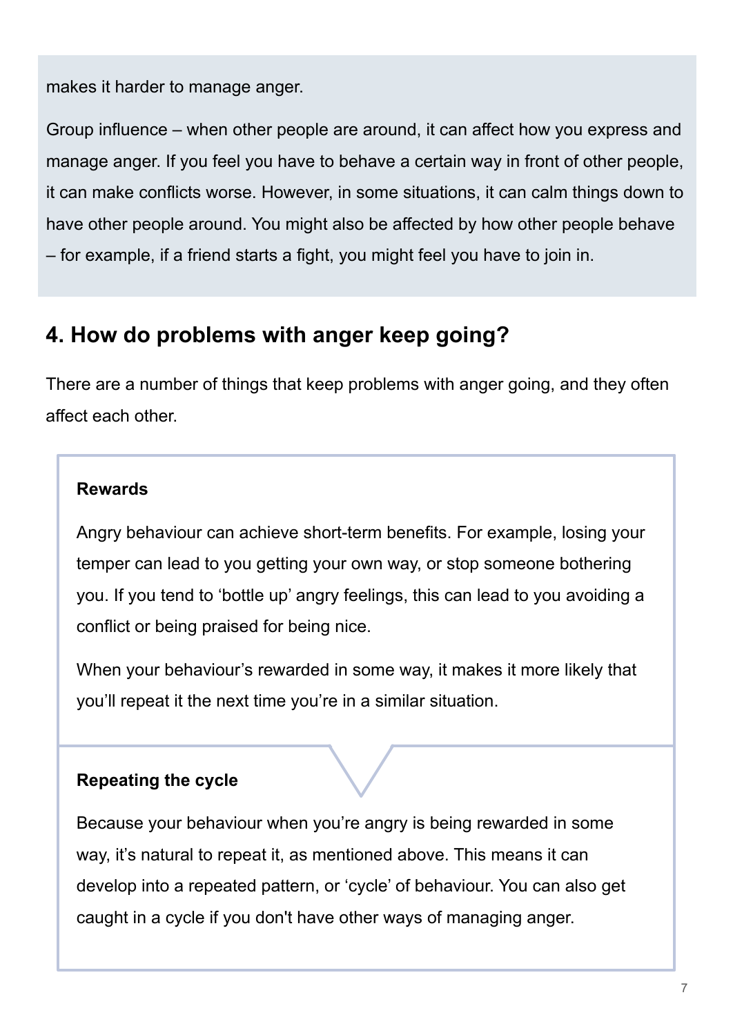makes it harder to manage anger.

Group influence – when other people are around, it can affect how you express and manage anger. If you feel you have to behave a certain way in front of other people, it can make conflicts worse. However, in some situations, it can calm things down to have other people around. You might also be affected by how other people behave – for example, if a friend starts a fight, you might feel you have to join in.

## 4. How do problems with anger keep going?

There are a number of things that keep problems with anger going, and they often affect each other.

**Rewards**

Angry behaviour can achieve short-term benefits. For example, losing your temper can lead to you getting your own way, or stop someone bothering you. If you tend to 'bottle up' angry feelings, this can lead to you avoiding a conflict or being praised for being nice.

When your behaviour's rewarded in some way, it makes it more likely that you'll repeat it the next time you're in a similar situation.

**Repeating the cycle**

Because your behaviour when you're angry is being rewarded in some way, it's natural to repeat it, as mentioned above. This means it can develop into a repeated pattern, or 'cycle' of behaviour. You can also get caught in a cycle if you don't have other ways of managing anger.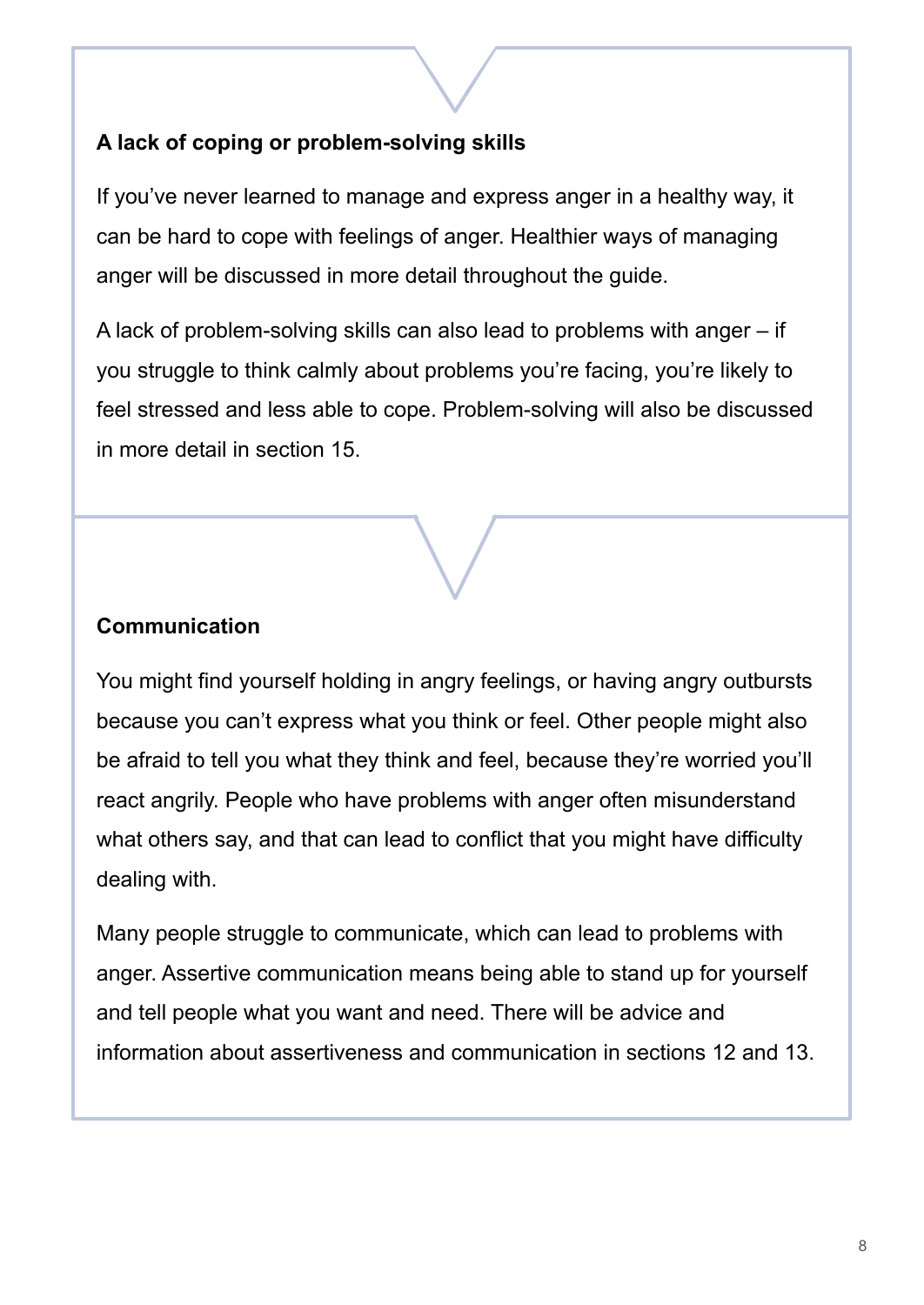### A lack of coping or problem-solving skills

If you've never learned to manage and express anger in a healthy way, it can be hard to cope with feelings of anger. Healthier ways of managing anger will be discussed in more detail throughout the guide.

A lack of problem-solving skills can also lead to problems with anger – if you struggle to think calmly about problems you're facing, you're likely to feel stressed and less able to cope. Problem-solving will also be discussed in more detail in section 15.

### Communication

You might find yourself holding in angry feelings, or having angry outbursts because you can't express what you think or feel. Other people might also be afraid to tell you what they think and feel, because they're worried you'll react angrily. People who have problems with anger often misunderstand what others say, and that can lead to conflict that you might have difficulty dealing with.

Many people struggle to communicate, which can lead to problems with anger. Assertive communication means being able to stand up for yourself and tell people what you want and need. There will be advice and information about assertiveness and communication in sections 12 and 13.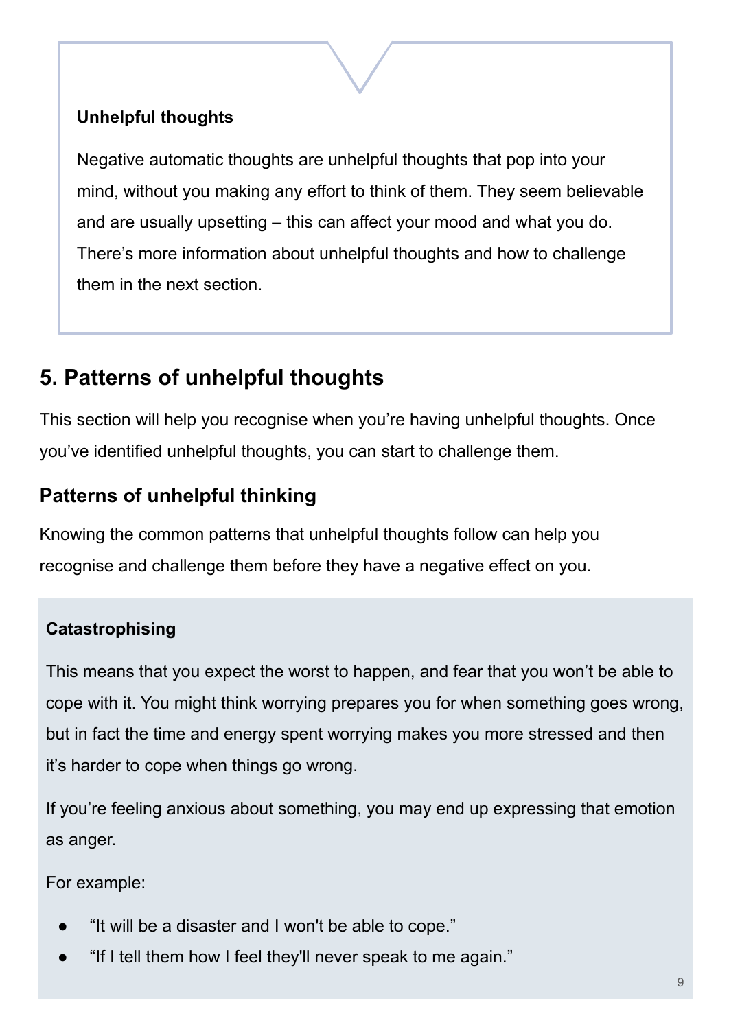**Unhelpful thoughts**

Negative automatic thoughts are unhelpful thoughts that pop into your mind, without you making any effort to think of them. They seem believable and are usually upsetting – this can affect your mood and what you do. There's more information about unhelpful thoughts and how to challenge them in the next section.

## 5. Patterns of unhelpful thoughts

This section will help you recognise when you're having unhelpful thoughts. Once you've identified unhelpful thoughts, you can start to challenge them.

### Patterns of unhelpful thinking

Knowing the common patterns that unhelpful thoughts follow can help you recognise and challenge them before they have a negative effect on you.

**Catastrophising**

This means that you expect the worst to happen, and fear that you won't be able to cope with it. You might think worrying prepares you for when something goes wrong, but in fact the time and energy spent worrying makes you more stressed and then it's harder to cope when things go wrong.

If you're feeling anxious about something, you may end up expressing that emotion as anger.

For example:

- "It will be a disaster and I won't be able to cope."
- "If I tell them how I feel they'll never speak to me again."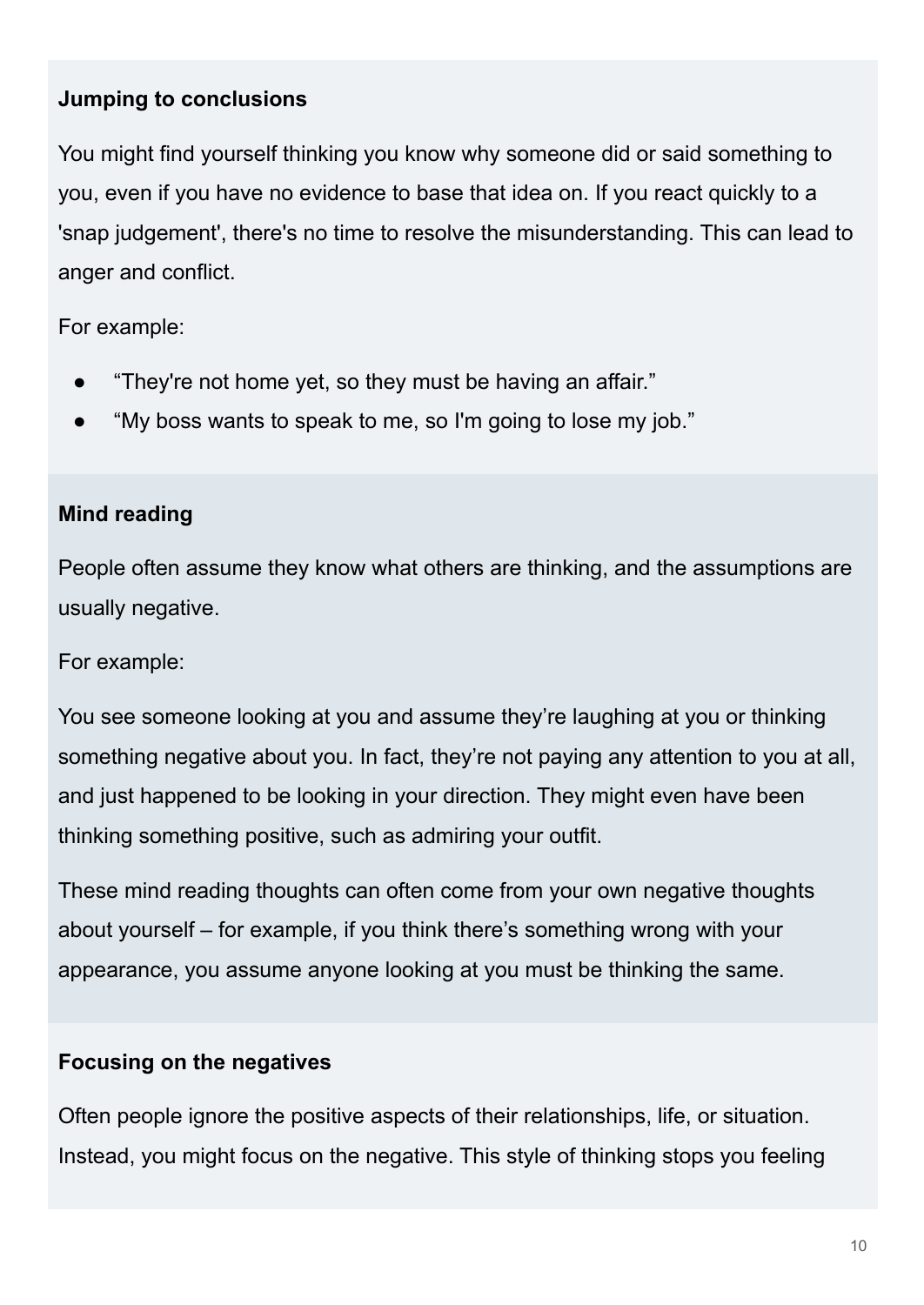### Jumping to conclusions

You might find yourself thinking you know why someone did or said something to you, even if you have no evidence to base that idea on. If you react quickly to a 'snap judgement', there's no time to resolve the misunderstanding. This can lead to anger and conflict.

For example:

- “They're not home yet, so they must be having an affair.”
- “My boss wants to speak to me, so I'm going to lose my job.”

### Mind reading

People often assume they know what others are thinking, and the assumptions are usually negative.

For example:

You see someone looking at you and assume they’re laughing at you or thinking something negative about you. In fact, they’re not paying any attention to you at all, and just happened to be looking in your direction. They might even have been thinking something positive, such as admiring your outfit.

These mind reading thoughts can often come from your own negative thoughts about yourself – for example, if you think there’s something wrong with your appearance, you assume anyone looking at you must be thinking the same.

### Focusing on the negatives

Often people ignore the positive aspects of their relationships, life, or situation. Instead, you might focus on the negative. This style of thinking stops you feeling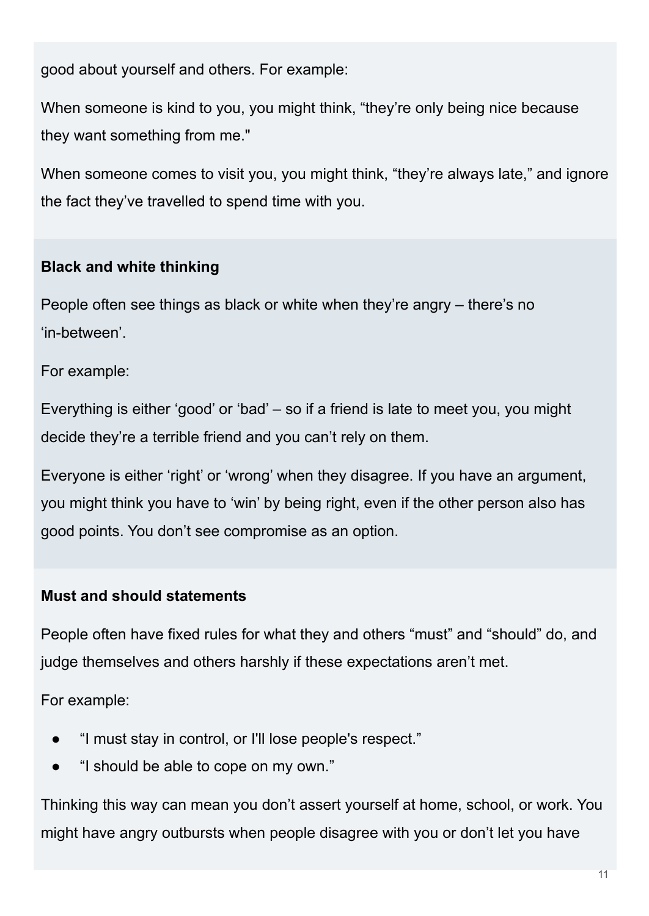good about yourself and others. For example:

When someone is kind to you, you might think, “they’re only being nice because they want something from me."

When someone comes to visit you, you might think, “they’re always late,” and ignore the fact they’ve travelled to spend time with you.

**Black and white thinking**

People often see things as black or white when they’re angry – there’s no ‘in-between’.

For example:

Everything is either ‘good’ or ‘bad’ – so if a friend is late to meet you, you might decide they’re a terrible friend and you can’t rely on them.

Everyone is either ‘right’ or ‘wrong’ when they disagree. If you have an argument, you might think you have to ‘win’ by being right, even if the other person also has good points. You don’t see compromise as an option.

**Must and should statements**

People often have fixed rules for what they and others “must” and “should” do, and judge themselves and others harshly if these expectations aren’t met.

For example:

- “I must stay in control, or I'll lose people's respect.”
- “I should be able to cope on my own.”

Thinking this way can mean you don’t assert yourself at home, school, or work. You might have angry outbursts when people disagree with you or don’t let you have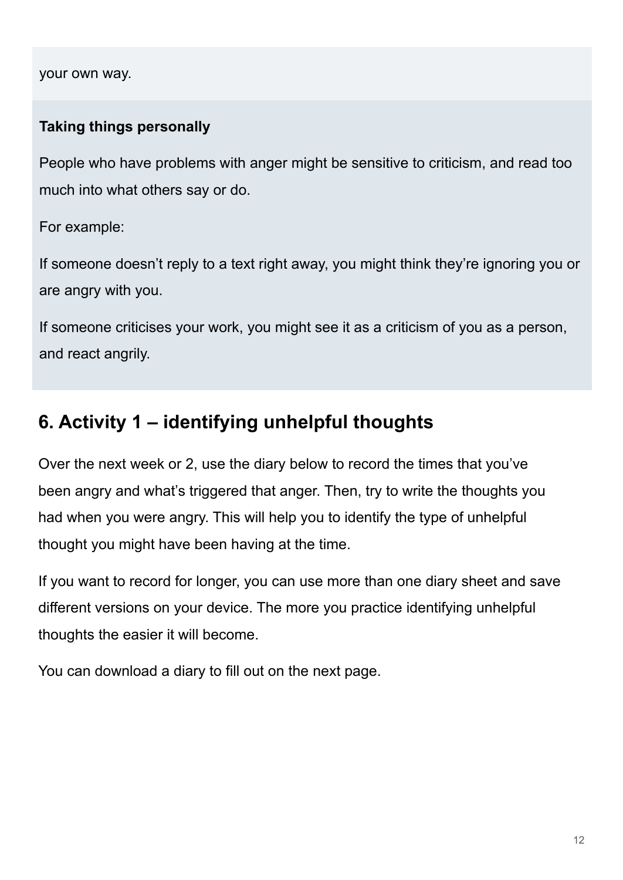your own way.

**Taking things personally**

People who have problems with anger might be sensitive to criticism, and read too much into what others say or do.

For example:

If someone doesn't reply to a text right away, you might think they're ignoring you or are angry with you.

If someone criticises your work, you might see it as a criticism of you as a person, and react angrily.

## 6. Activity 1 – identifying unhelpful thoughts

Over the next week or 2, use the diary below to record the times that you've been angry and what's triggered that anger. Then, try to write the thoughts you had when you were angry. This will help you to identify the type of unhelpful thought you might have been having at the time.

If you want to record for longer, you can use more than one diary sheet and save different versions on your device. The more you practice identifying unhelpful thoughts the easier it will become.

You can download a diary to fill out on the next page.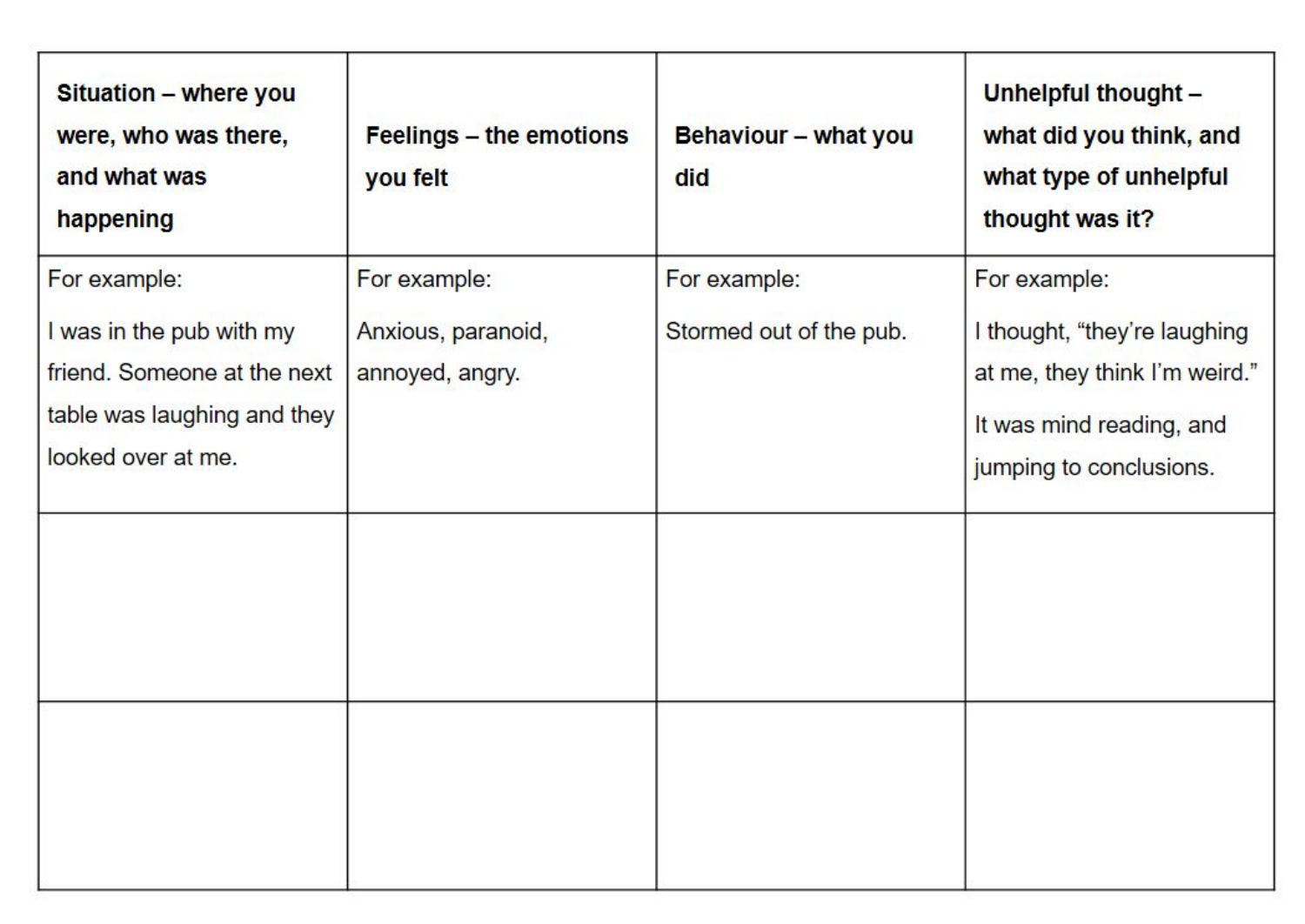| **Situation – where you were, who was there, and what was happening** | **Feelings – the emotions you felt** | **Behaviour – what you did** | **Unhelpful thought – what did you think, and what type of unhelpful thought was it?** |
|---|---|---|---|
| For example:<br><br>I was in the pub with my friend. Someone at the next table was laughing and they looked over at me. | For example:<br><br>Anxious, paranoid, annoyed, angry. | For example:<br><br>Stormed out of the pub. | For example:<br><br>I thought, "they're laughing at me, they think I'm weird."<br><br>It was mind reading, and jumping to conclusions. |
| | | | |
| | | | |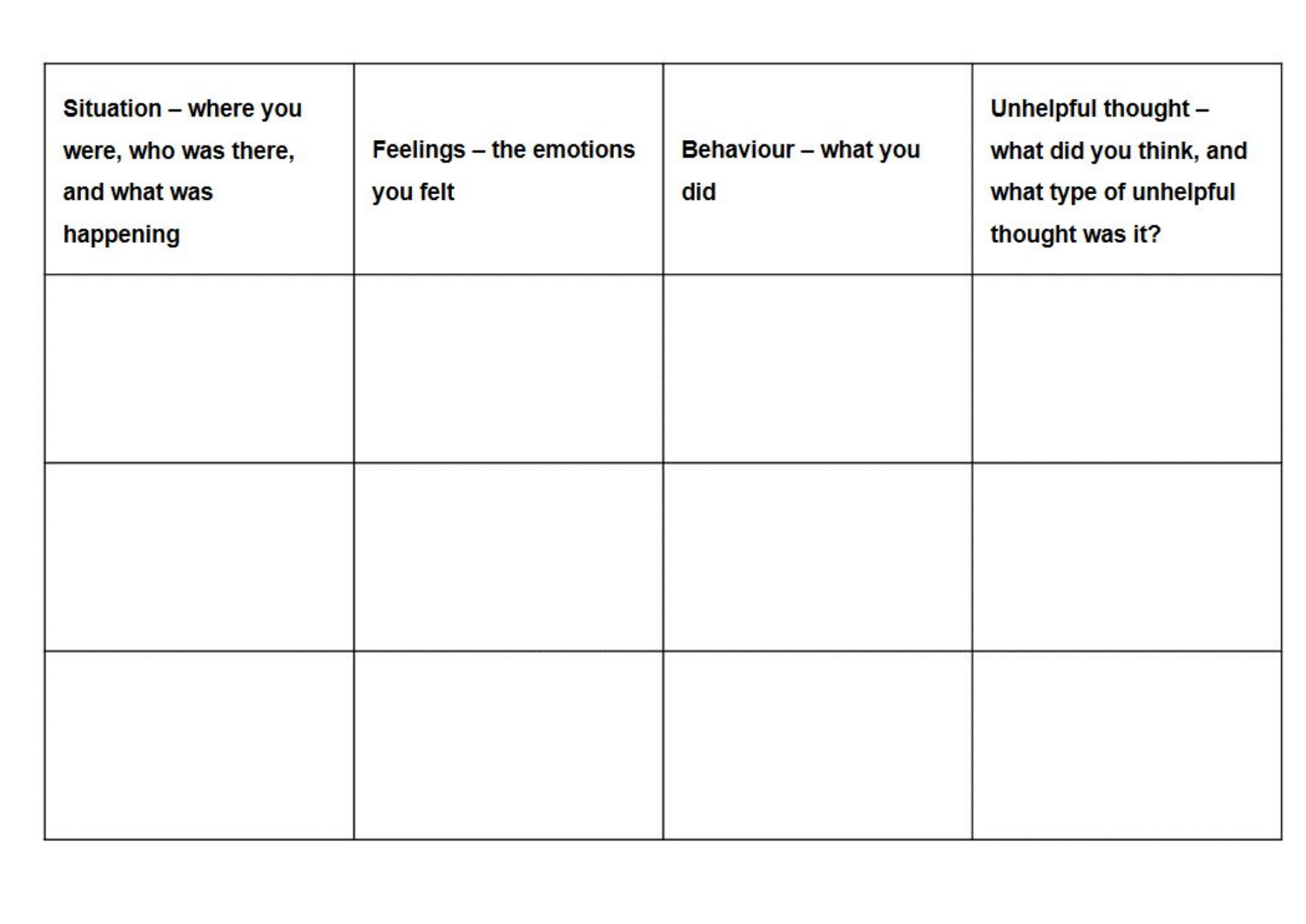| Situation – where you were, who was there, and what was happening | Feelings – the emotions you felt | Behaviour – what you did | Unhelpful thought – what did you think, and what type of unhelpful thought was it? |
| --- | --- | --- | --- |
| | | | |
| | | | |
| | | | |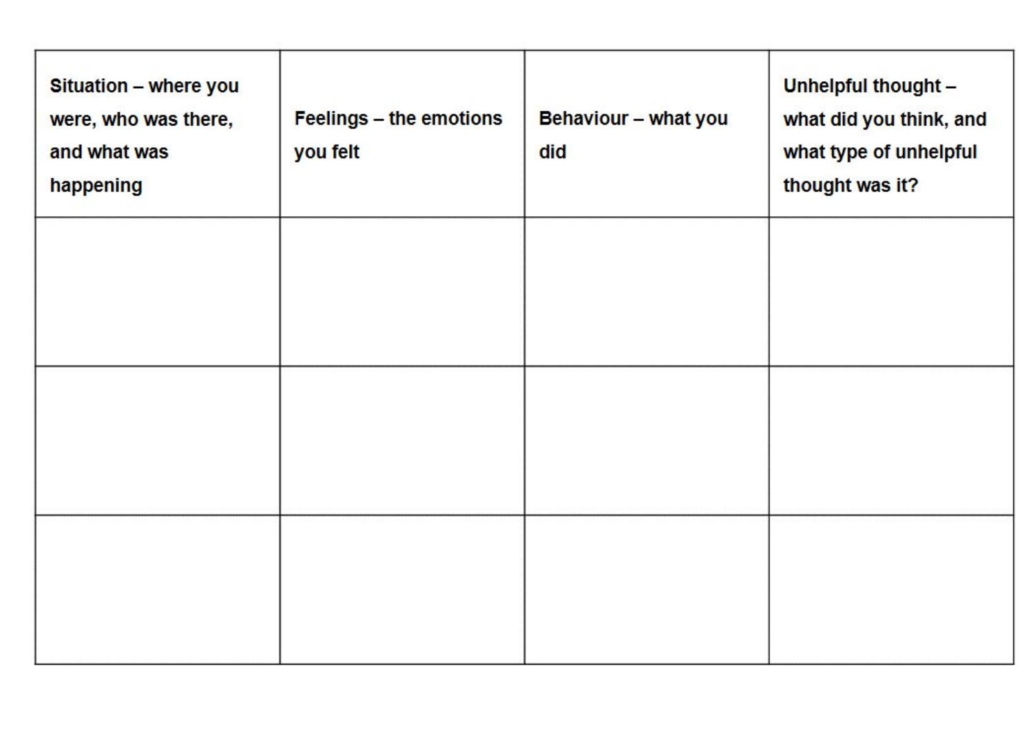| Situation – where you were, who was there, and what was happening | Feelings – the emotions you felt | Behaviour – what you did | Unhelpful thought – what did you think, and what type of unhelpful thought was it? |
| --- | --- | --- | --- |
| | | | |
| | | | |
| | | | |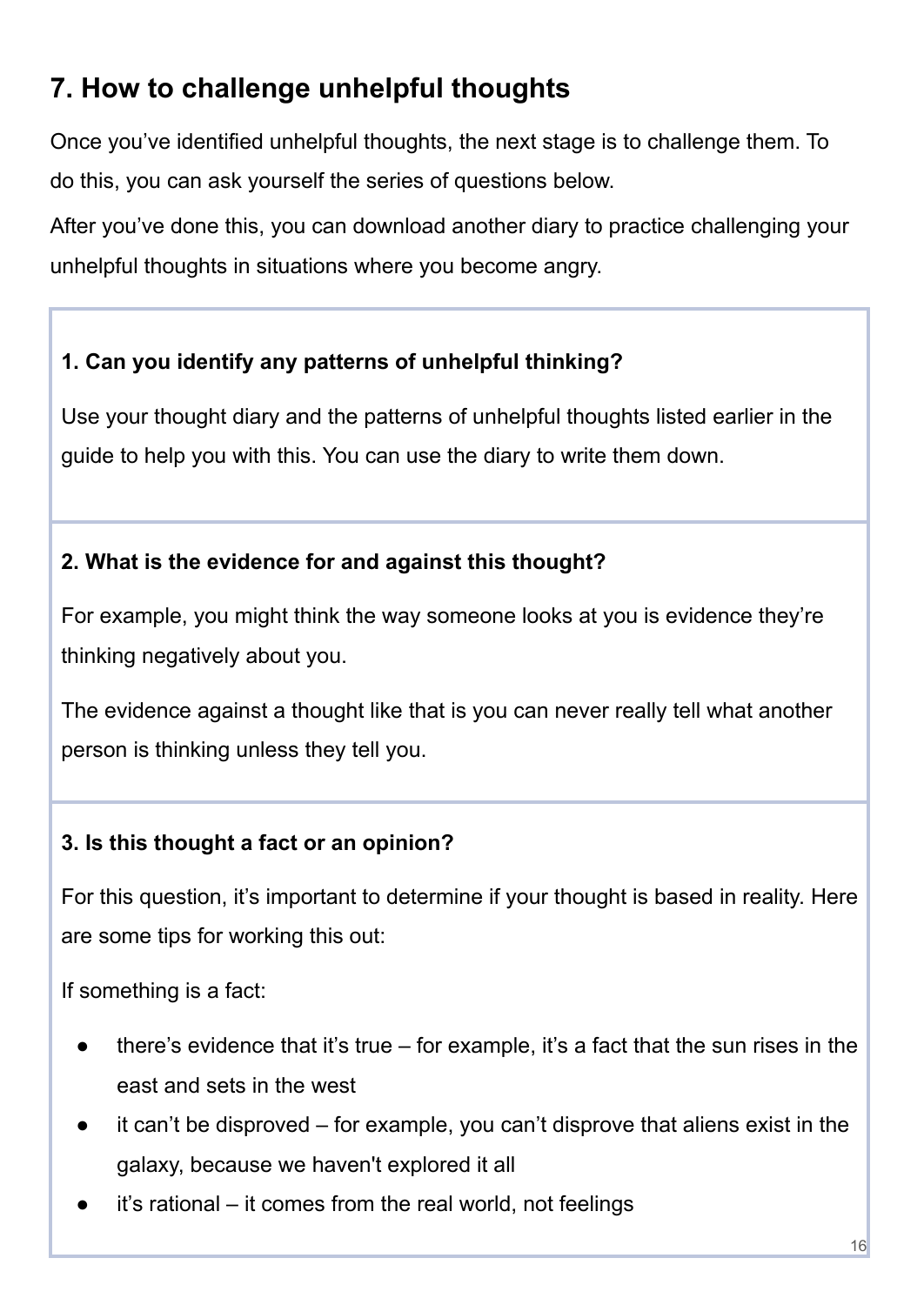## 7. How to challenge unhelpful thoughts

Once you've identified unhelpful thoughts, the next stage is to challenge them. To do this, you can ask yourself the series of questions below.

After you've done this, you can download another diary to practice challenging your unhelpful thoughts in situations where you become angry.

**1. Can you identify any patterns of unhelpful thinking?**

Use your thought diary and the patterns of unhelpful thoughts listed earlier in the guide to help you with this. You can use the diary to write them down.

**2. What is the evidence for and against this thought?**

For example, you might think the way someone looks at you is evidence they're thinking negatively about you.

The evidence against a thought like that is you can never really tell what another person is thinking unless they tell you.

**3. Is this thought a fact or an opinion?**

For this question, it's important to determine if your thought is based in reality. Here are some tips for working this out:

If something is a fact:

- there's evidence that it's true – for example, it's a fact that the sun rises in the east and sets in the west
- it can't be disproved – for example, you can't disprove that aliens exist in the galaxy, because we haven't explored it all
- it's rational – it comes from the real world, not feelings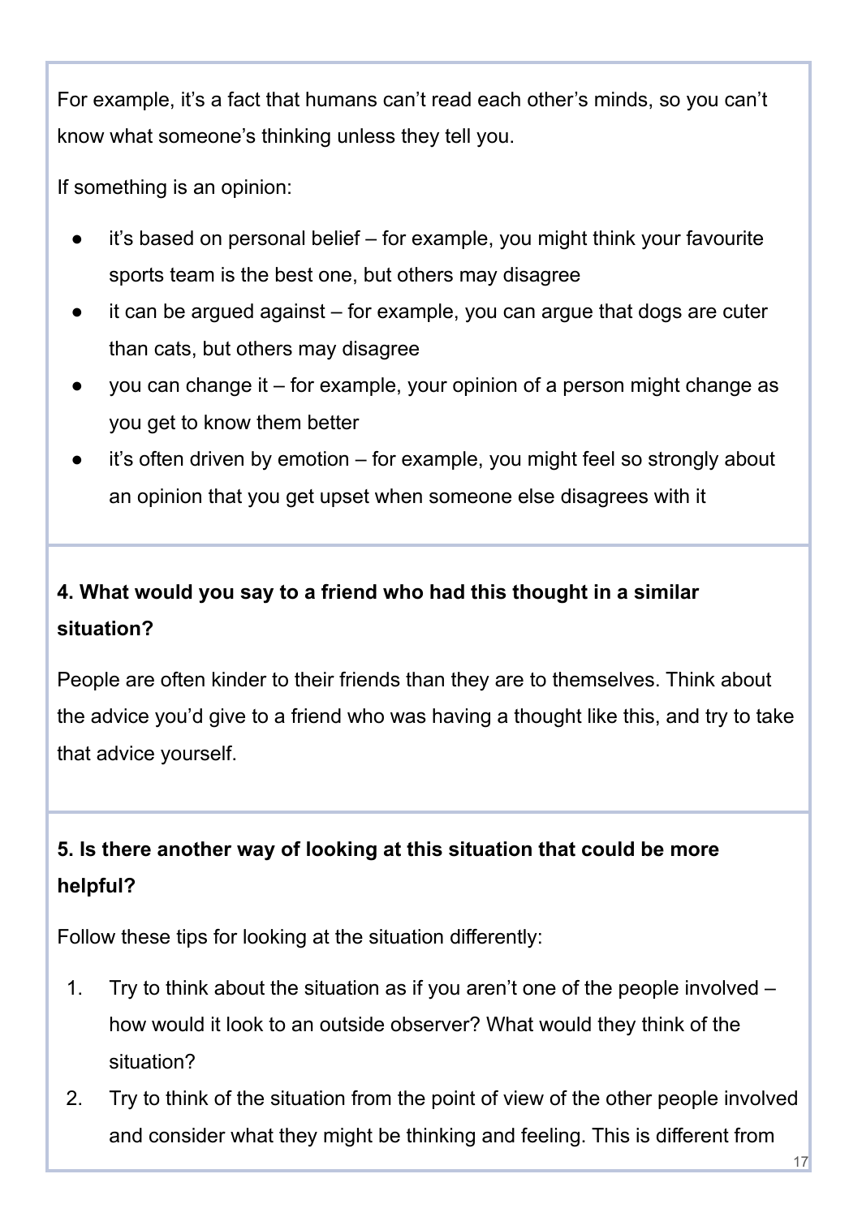For example, it's a fact that humans can't read each other's minds, so you can't know what someone's thinking unless they tell you.

If something is an opinion:

- it's based on personal belief – for example, you might think your favourite sports team is the best one, but others may disagree
- it can be argued against – for example, you can argue that dogs are cuter than cats, but others may disagree
- you can change it – for example, your opinion of a person might change as you get to know them better
- it's often driven by emotion – for example, you might feel so strongly about an opinion that you get upset when someone else disagrees with it

**4. What would you say to a friend who had this thought in a similar situation?**

People are often kinder to their friends than they are to themselves. Think about the advice you'd give to a friend who was having a thought like this, and try to take that advice yourself.

**5. Is there another way of looking at this situation that could be more helpful?**

Follow these tips for looking at the situation differently:

1. Try to think about the situation as if you aren't one of the people involved – how would it look to an outside observer? What would they think of the situation?
2. Try to think of the situation from the point of view of the other people involved and consider what they might be thinking and feeling. This is different from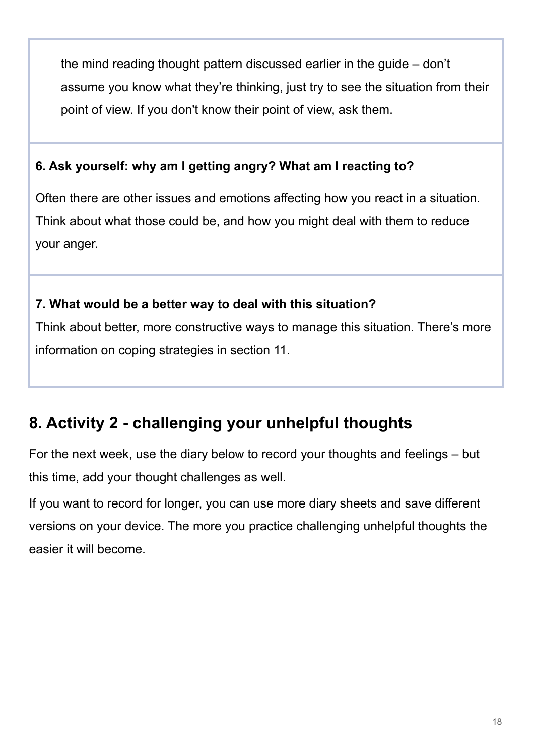the mind reading thought pattern discussed earlier in the guide – don't assume you know what they're thinking, just try to see the situation from their point of view. If you don't know their point of view, ask them.

**6. Ask yourself: why am I getting angry? What am I reacting to?**

Often there are other issues and emotions affecting how you react in a situation. Think about what those could be, and how you might deal with them to reduce your anger.

**7. What would be a better way to deal with this situation?**

Think about better, more constructive ways to manage this situation. There's more information on coping strategies in section 11.

## 8. Activity 2 - challenging your unhelpful thoughts

For the next week, use the diary below to record your thoughts and feelings – but this time, add your thought challenges as well.

If you want to record for longer, you can use more diary sheets and save different versions on your device. The more you practice challenging unhelpful thoughts the easier it will become.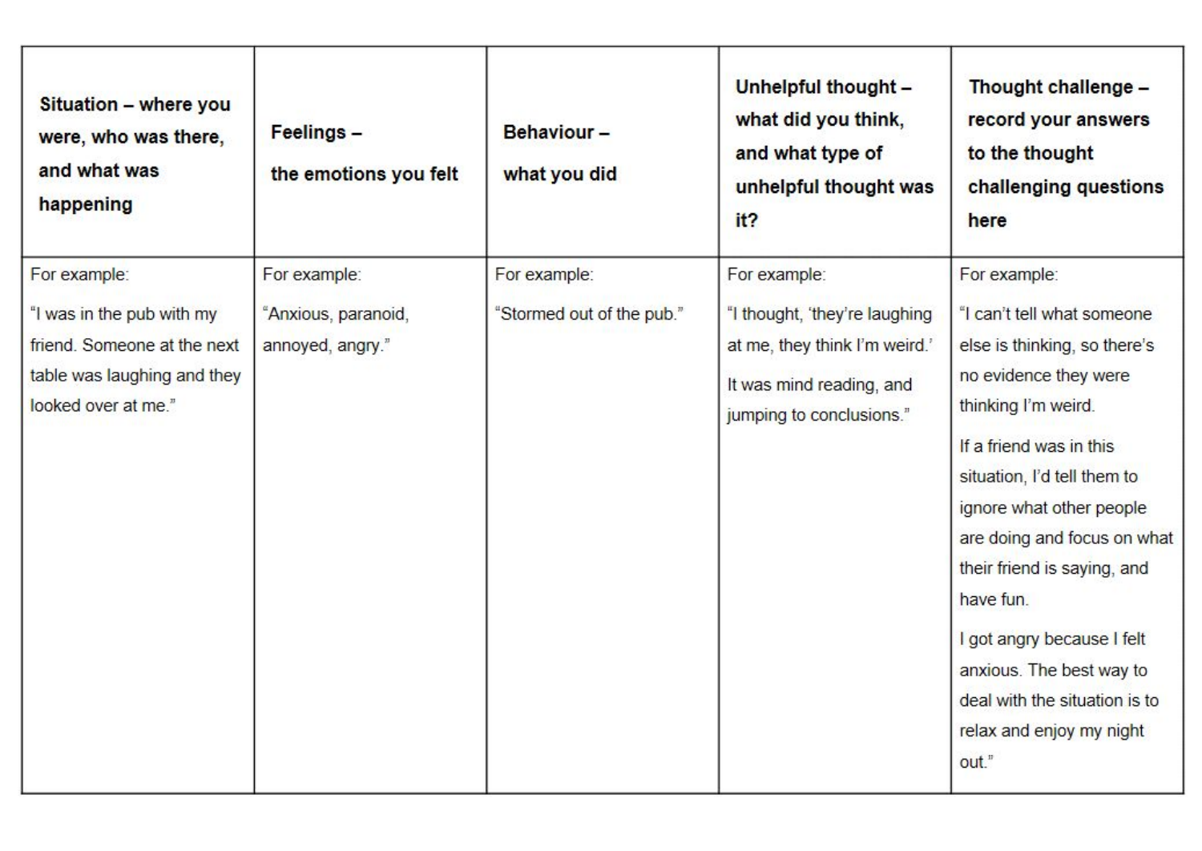| Situation – where you were, who was there, and what was happening | Feelings – the emotions you felt | Behaviour – what you did | Unhelpful thought – what did you think, and what type of unhelpful thought was it? | Thought challenge – record your answers to the thought challenging questions here |
|---|---|---|---|---|
| For example:<br><br>"I was in the pub with my friend. Someone at the next table was laughing and they looked over at me." | For example:<br><br>"Anxious, paranoid, annoyed, angry." | For example:<br><br>"Stormed out of the pub." | For example:<br><br>"I thought, 'they're laughing at me, they think I'm weird.'<br><br>It was mind reading, and jumping to conclusions." | For example:<br><br>"I can't tell what someone else is thinking, so there's no evidence they were thinking I'm weird.<br><br>If a friend was in this situation, I'd tell them to ignore what other people are doing and focus on what their friend is saying, and have fun.<br><br>I got angry because I felt anxious. The best way to deal with the situation is to relax and enjoy my night out." |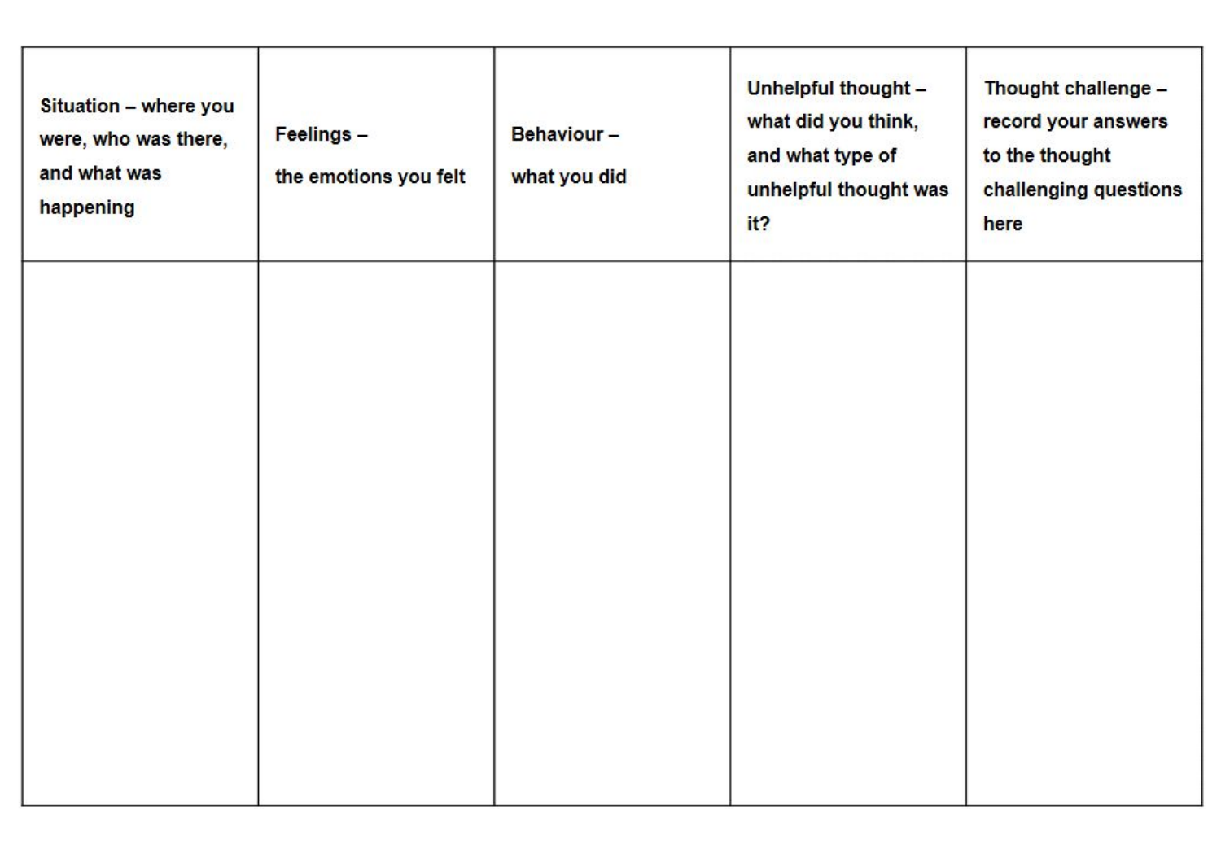| Situation – where you were, who was there, and what was happening | Feelings – the emotions you felt | Behaviour – what you did | Unhelpful thought – what did you think, and what type of unhelpful thought was it? | Thought challenge – record your answers to the thought challenging questions here |
|---|---|---|---|---|
| | | | | |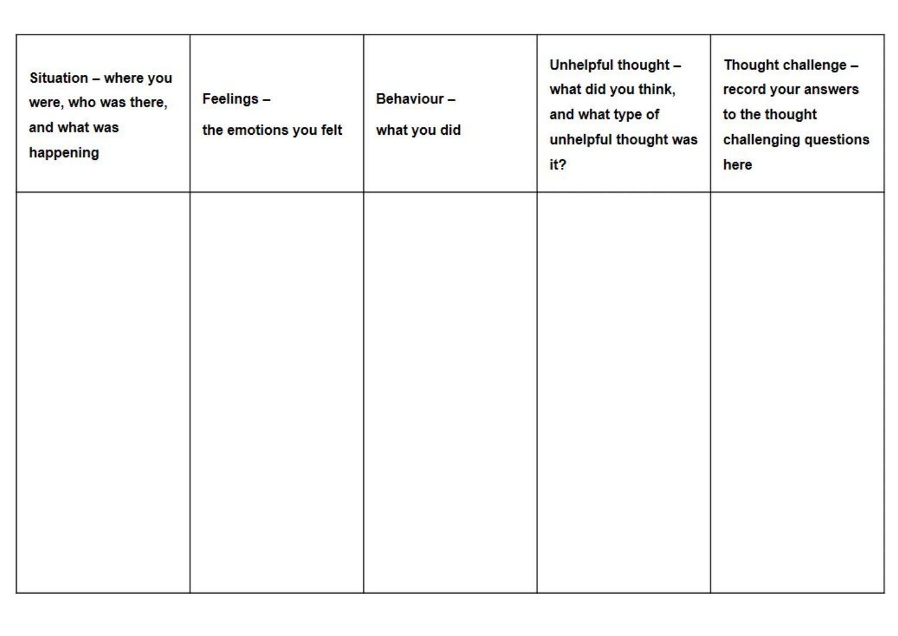| Situation – where you were, who was there, and what was happening | Feelings – the emotions you felt | Behaviour – what you did | Unhelpful thought – what did you think, and what type of unhelpful thought was it? | Thought challenge – record your answers to the thought challenging questions here |
| --- | --- | --- | --- | --- |
| | | | | |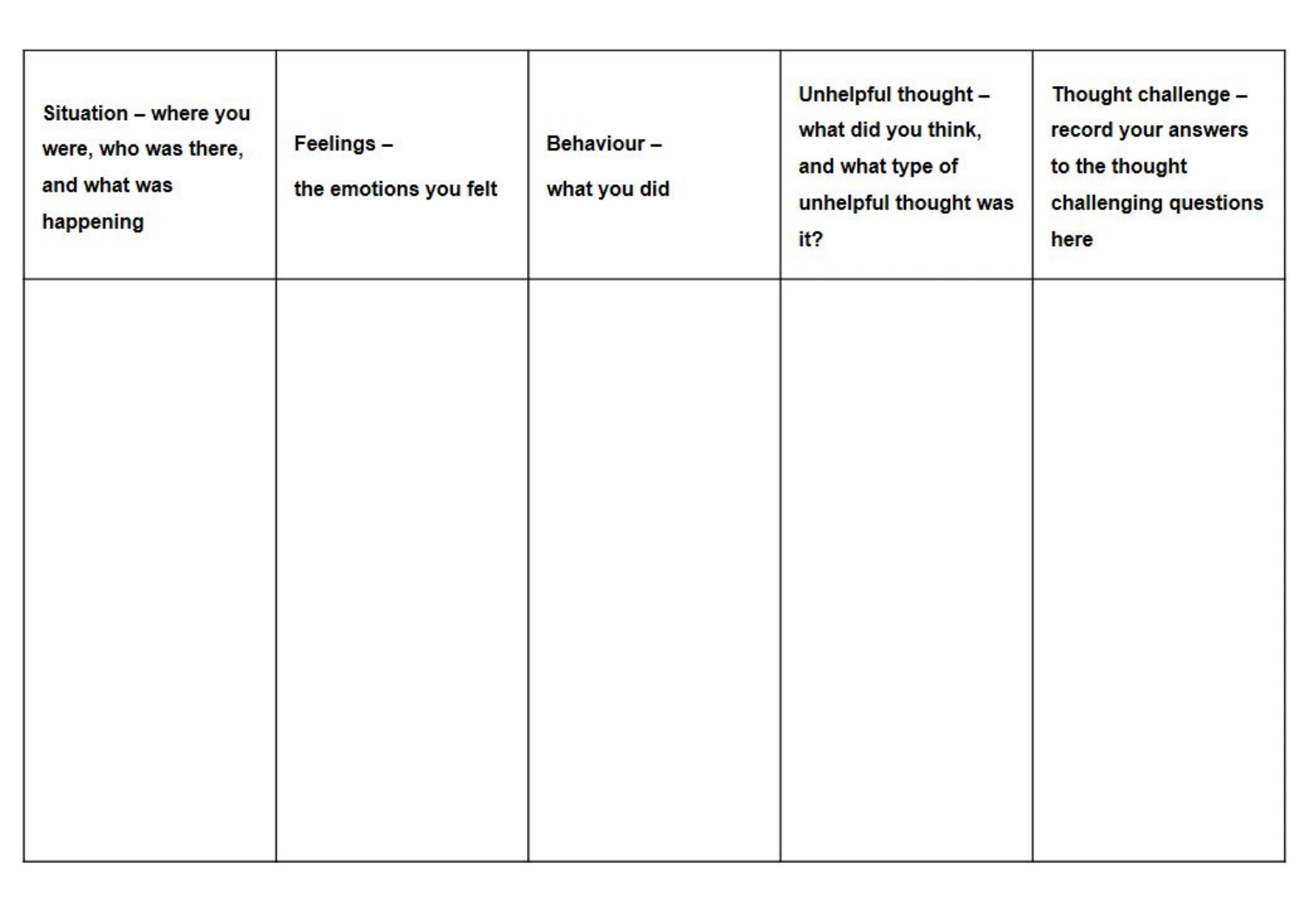| Situation – where you were, who was there, and what was happening | Feelings – the emotions you felt | Behaviour – what you did | Unhelpful thought – what did you think, and what type of unhelpful thought was it? | Thought challenge – record your answers to the thought challenging questions here |
|---|---|---|---|---|
| | | | | |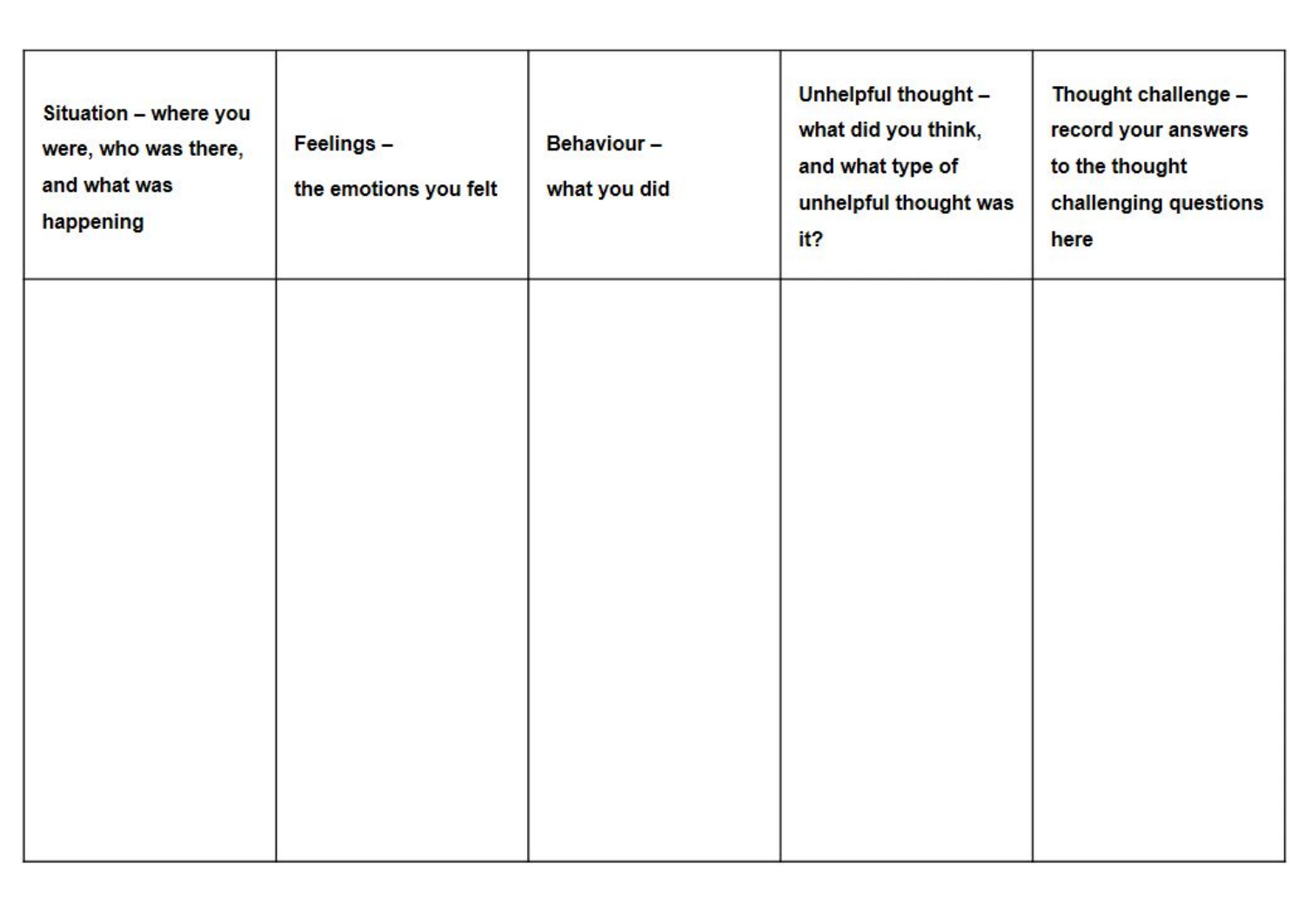| Situation – where you were, who was there, and what was happening | Feelings – the emotions you felt | Behaviour – what you did | Unhelpful thought – what did you think, and what type of unhelpful thought was it? | Thought challenge – record your answers to the thought challenging questions here |
|---|---|---|---|---|
| | | | | |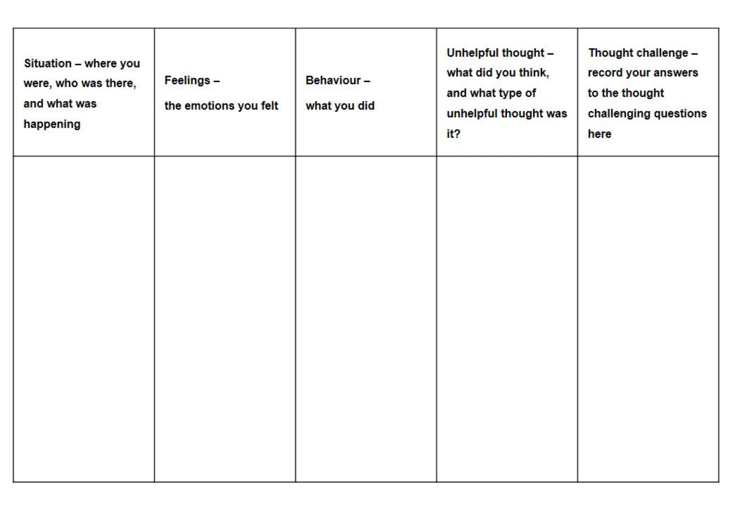| Situation – where you were, who was there, and what was happening | Feelings – the emotions you felt | Behaviour – what you did | Unhelpful thought – what did you think, and what type of unhelpful thought was it? | Thought challenge – record your answers to the thought challenging questions here |
|---|---|---|---|---|
| | | | | |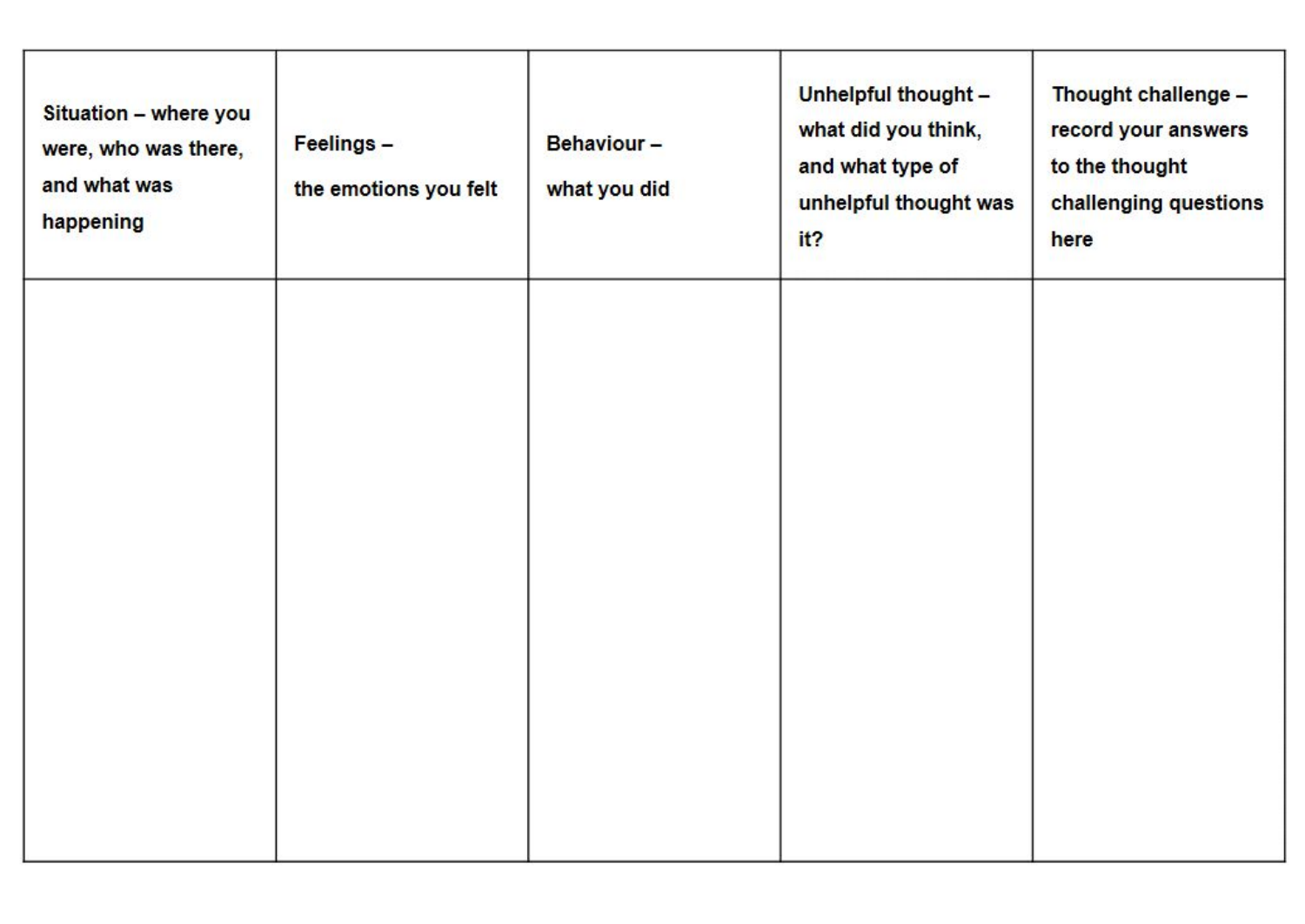| Situation – where you were, who was there, and what was happening | Feelings – the emotions you felt | Behaviour – what you did | Unhelpful thought – what did you think, and what type of unhelpful thought was it? | Thought challenge – record your answers to the thought challenging questions here |
|---|---|---|---|---|
| | | | | |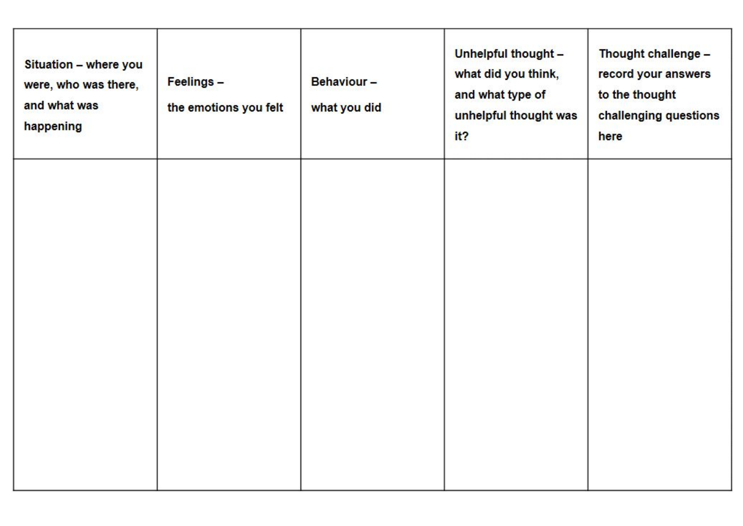| Situation – where you were, who was there, and what was happening | Feelings – the emotions you felt | Behaviour – what you did | Unhelpful thought – what did you think, and what type of unhelpful thought was it? | Thought challenge – record your answers to the thought challenging questions here |
|---|---|---|---|---|
| | | | | |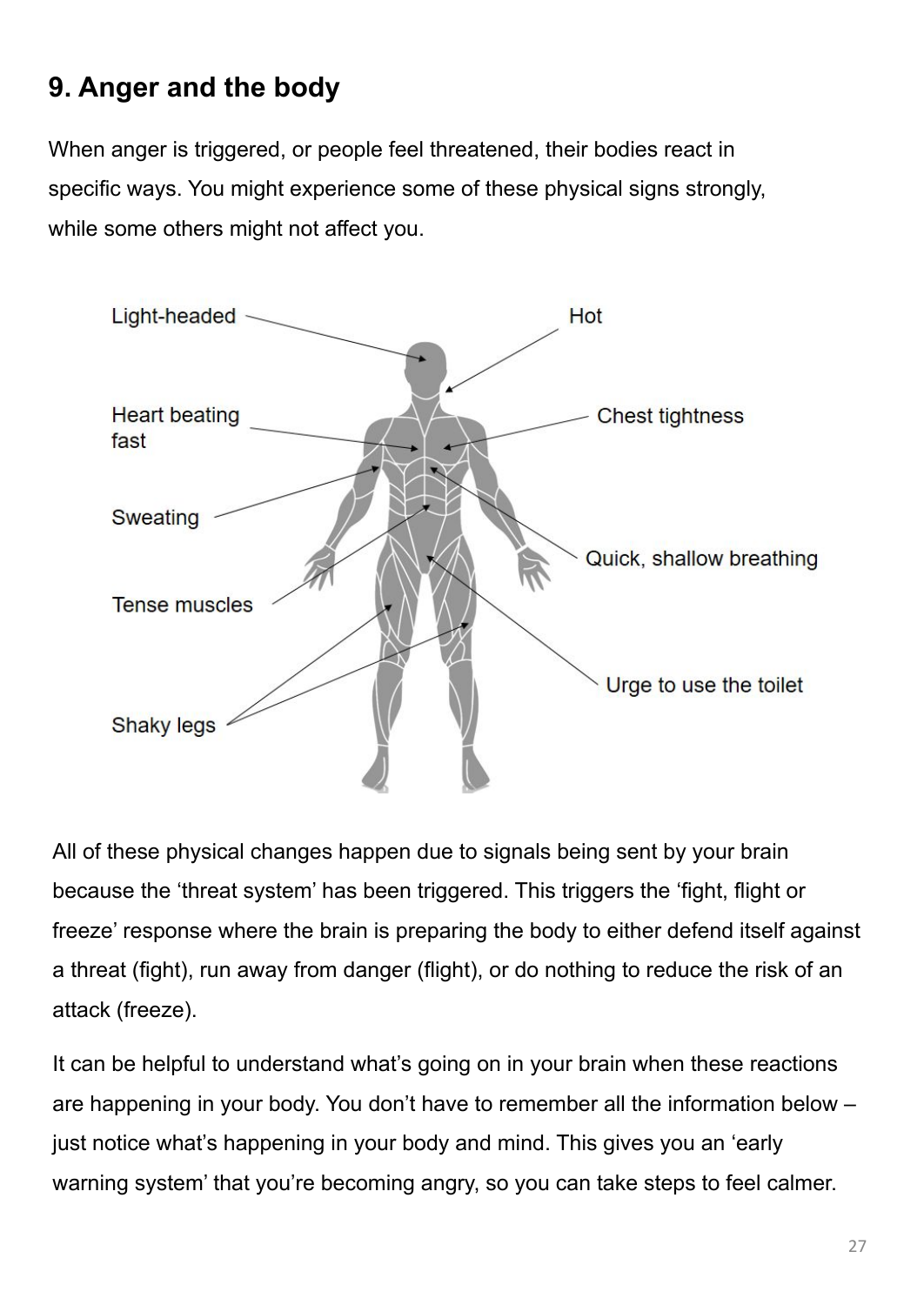## 9. Anger and the body

When anger is triggered, or people feel threatened, their bodies react in specific ways. You might experience some of these physical signs strongly, while some others might not affect you.

- Light-headed
- Hot
- Heart beating fast
- Chest tightness
- Sweating
- Quick, shallow breathing
- Tense muscles
- Urge to use the toilet
- Shaky legs

All of these physical changes happen due to signals being sent by your brain because the 'threat system' has been triggered. This triggers the 'fight, flight or freeze' response where the brain is preparing the body to either defend itself against a threat (fight), run away from danger (flight), or do nothing to reduce the risk of an attack (freeze).

It can be helpful to understand what's going on in your brain when these reactions are happening in your body. You don't have to remember all the information below – just notice what's happening in your body and mind. This gives you an 'early warning system' that you're becoming angry, so you can take steps to feel calmer.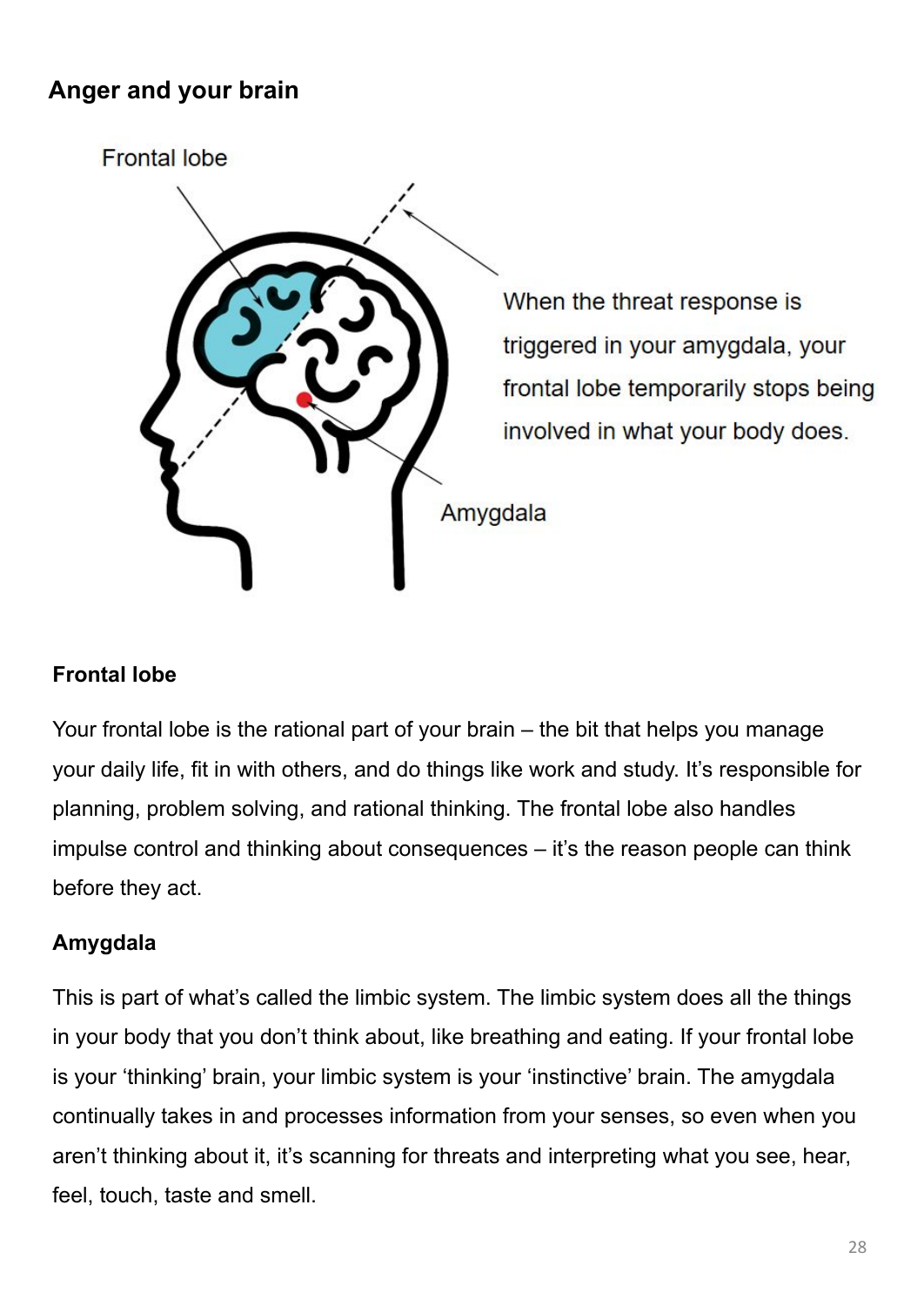## Anger and your brain

Frontal lobe

When the threat response is triggered in your amygdala, your frontal lobe temporarily stops being involved in what your body does.

Amygdala

### Frontal lobe

Your frontal lobe is the rational part of your brain – the bit that helps you manage your daily life, fit in with others, and do things like work and study. It's responsible for planning, problem solving, and rational thinking. The frontal lobe also handles impulse control and thinking about consequences – it's the reason people can think before they act.

### Amygdala

This is part of what's called the limbic system. The limbic system does all the things in your body that you don't think about, like breathing and eating. If your frontal lobe is your 'thinking' brain, your limbic system is your 'instinctive' brain. The amygdala continually takes in and processes information from your senses, so even when you aren't thinking about it, it's scanning for threats and interpreting what you see, hear, feel, touch, taste and smell.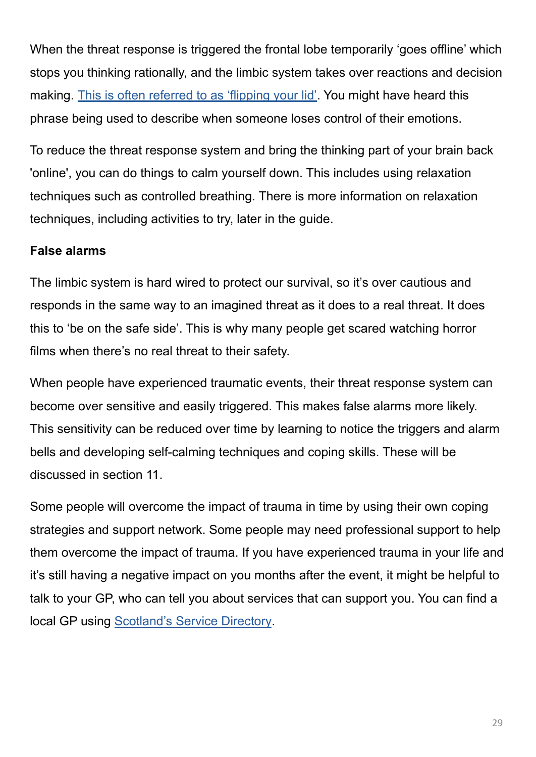When the threat response is triggered the frontal lobe temporarily 'goes offline' which stops you thinking rationally, and the limbic system takes over reactions and decision making. This is often referred to as 'flipping your lid'. You might have heard this phrase being used to describe when someone loses control of their emotions.

To reduce the threat response system and bring the thinking part of your brain back 'online', you can do things to calm yourself down. This includes using relaxation techniques such as controlled breathing. There is more information on relaxation techniques, including activities to try, later in the guide.

**False alarms**

The limbic system is hard wired to protect our survival, so it's over cautious and responds in the same way to an imagined threat as it does to a real threat. It does this to 'be on the safe side'. This is why many people get scared watching horror films when there's no real threat to their safety.

When people have experienced traumatic events, their threat response system can become over sensitive and easily triggered. This makes false alarms more likely. This sensitivity can be reduced over time by learning to notice the triggers and alarm bells and developing self-calming techniques and coping skills. These will be discussed in section 11.

Some people will overcome the impact of trauma in time by using their own coping strategies and support network. Some people may need professional support to help them overcome the impact of trauma. If you have experienced trauma in your life and it's still having a negative impact on you months after the event, it might be helpful to talk to your GP, who can tell you about services that can support you. You can find a local GP using Scotland's Service Directory.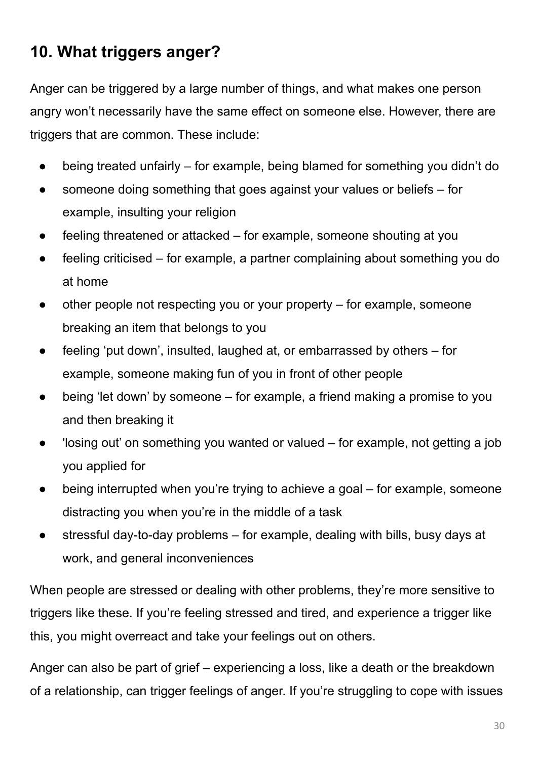## 10. What triggers anger?

Anger can be triggered by a large number of things, and what makes one person angry won't necessarily have the same effect on someone else. However, there are triggers that are common. These include:

- being treated unfairly – for example, being blamed for something you didn't do
- someone doing something that goes against your values or beliefs – for example, insulting your religion
- feeling threatened or attacked – for example, someone shouting at you
- feeling criticised – for example, a partner complaining about something you do at home
- other people not respecting you or your property – for example, someone breaking an item that belongs to you
- feeling 'put down', insulted, laughed at, or embarrassed by others – for example, someone making fun of you in front of other people
- being 'let down' by someone – for example, a friend making a promise to you and then breaking it
- 'losing out' on something you wanted or valued – for example, not getting a job you applied for
- being interrupted when you're trying to achieve a goal – for example, someone distracting you when you're in the middle of a task
- stressful day-to-day problems – for example, dealing with bills, busy days at work, and general inconveniences

When people are stressed or dealing with other problems, they're more sensitive to triggers like these. If you're feeling stressed and tired, and experience a trigger like this, you might overreact and take your feelings out on others.

Anger can also be part of grief – experiencing a loss, like a death or the breakdown of a relationship, can trigger feelings of anger. If you're struggling to cope with issues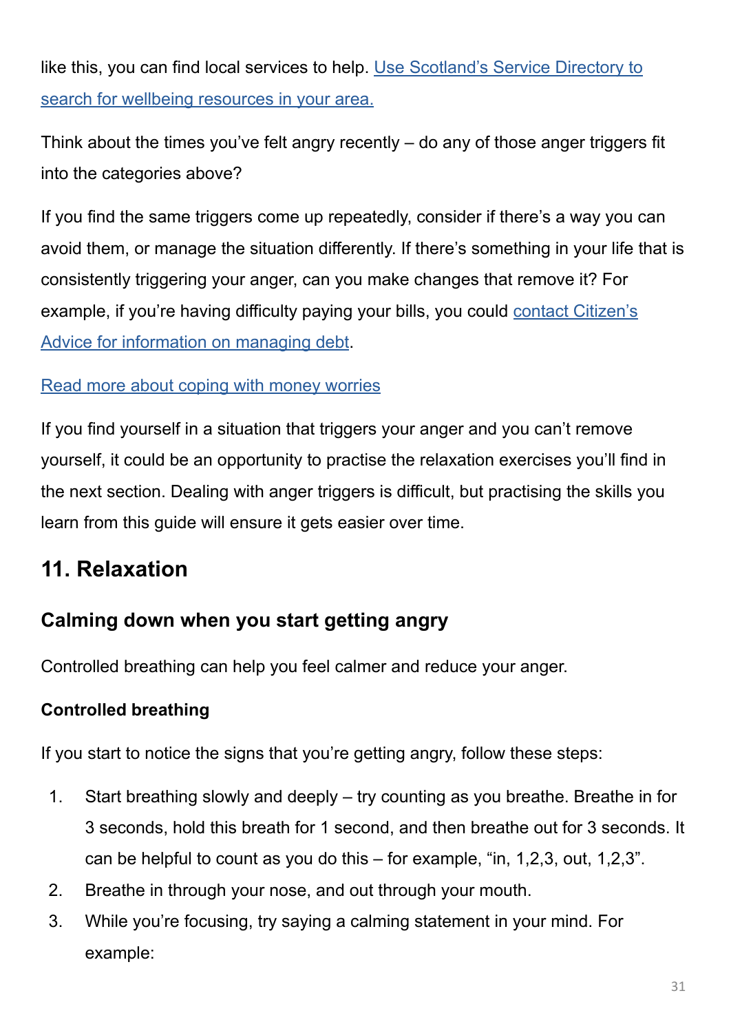like this, you can find local services to help. Use Scotland's Service Directory to search for wellbeing resources in your area.

Think about the times you've felt angry recently – do any of those anger triggers fit into the categories above?

If you find the same triggers come up repeatedly, consider if there's a way you can avoid them, or manage the situation differently. If there's something in your life that is consistently triggering your anger, can you make changes that remove it? For example, if you're having difficulty paying your bills, you could contact Citizen's Advice for information on managing debt.

Read more about coping with money worries

If you find yourself in a situation that triggers your anger and you can't remove yourself, it could be an opportunity to practise the relaxation exercises you'll find in the next section. Dealing with anger triggers is difficult, but practising the skills you learn from this guide will ensure it gets easier over time.

## 11. Relaxation

### Calming down when you start getting angry

Controlled breathing can help you feel calmer and reduce your anger.

**Controlled breathing**

If you start to notice the signs that you're getting angry, follow these steps:

1. Start breathing slowly and deeply – try counting as you breathe. Breathe in for 3 seconds, hold this breath for 1 second, and then breathe out for 3 seconds. It can be helpful to count as you do this – for example, "in, 1,2,3, out, 1,2,3".
2. Breathe in through your nose, and out through your mouth.
3. While you're focusing, try saying a calming statement in your mind. For example: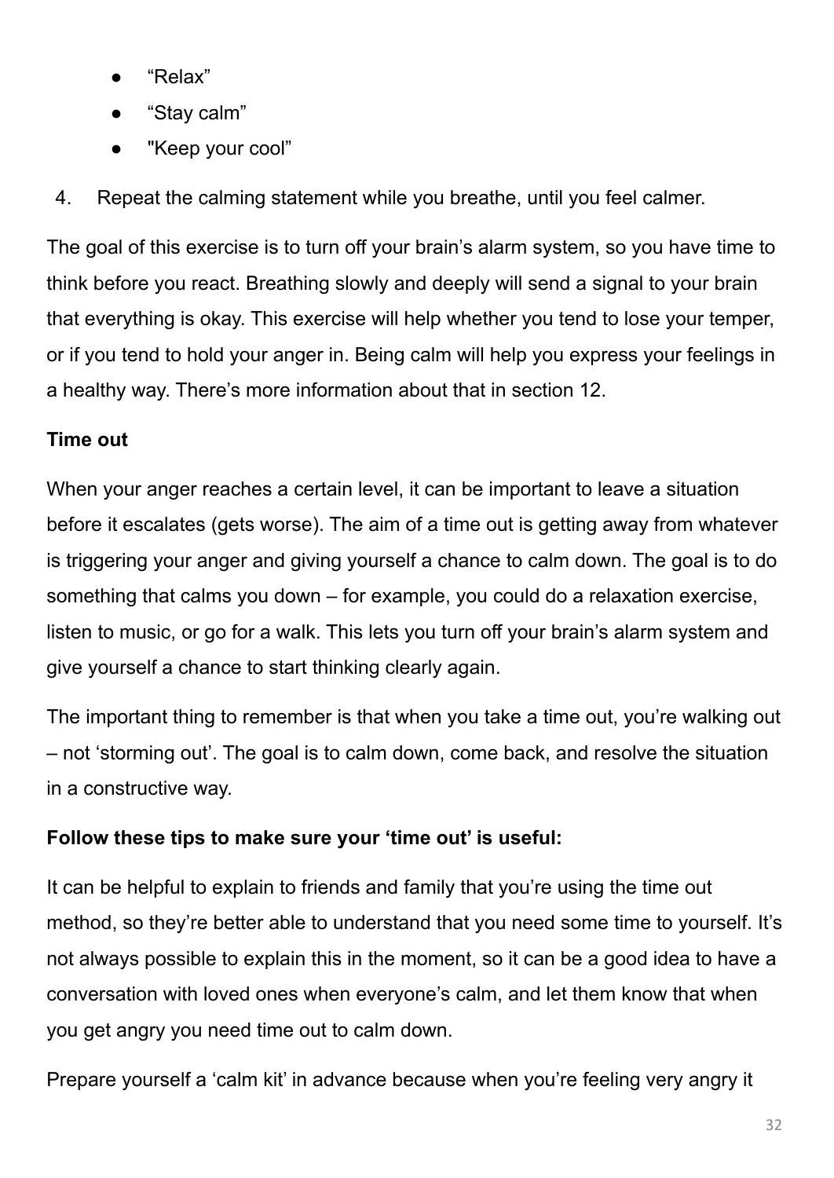- “Relax”
- “Stay calm”
- "Keep your cool”

4. Repeat the calming statement while you breathe, until you feel calmer.

The goal of this exercise is to turn off your brain’s alarm system, so you have time to think before you react. Breathing slowly and deeply will send a signal to your brain that everything is okay. This exercise will help whether you tend to lose your temper, or if you tend to hold your anger in. Being calm will help you express your feelings in a healthy way. There’s more information about that in section 12.

**Time out**

When your anger reaches a certain level, it can be important to leave a situation before it escalates (gets worse). The aim of a time out is getting away from whatever is triggering your anger and giving yourself a chance to calm down. The goal is to do something that calms you down – for example, you could do a relaxation exercise, listen to music, or go for a walk. This lets you turn off your brain’s alarm system and give yourself a chance to start thinking clearly again.

The important thing to remember is that when you take a time out, you’re walking out – not ‘storming out’. The goal is to calm down, come back, and resolve the situation in a constructive way.

**Follow these tips to make sure your ‘time out’ is useful:**

It can be helpful to explain to friends and family that you’re using the time out method, so they’re better able to understand that you need some time to yourself. It’s not always possible to explain this in the moment, so it can be a good idea to have a conversation with loved ones when everyone’s calm, and let them know that when you get angry you need time out to calm down.

Prepare yourself a ‘calm kit’ in advance because when you’re feeling very angry it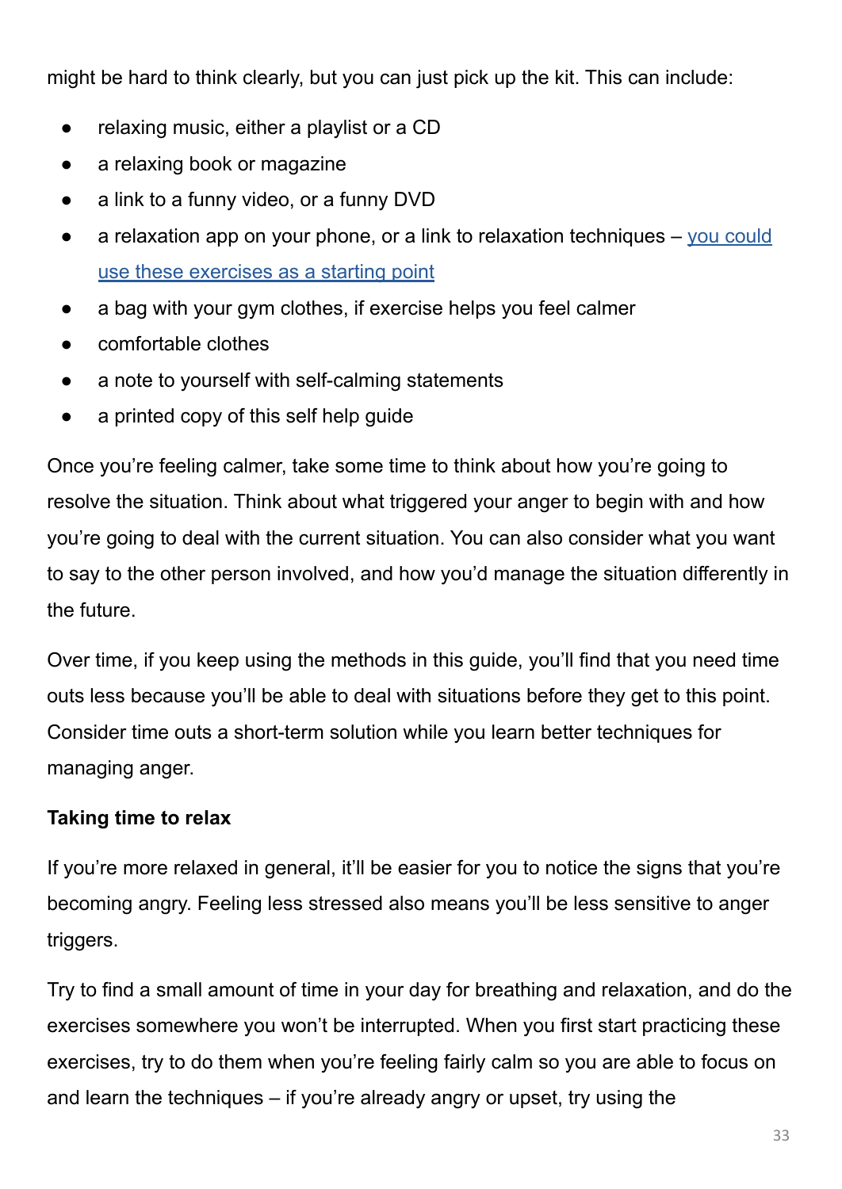might be hard to think clearly, but you can just pick up the kit. This can include:

- relaxing music, either a playlist or a CD
- a relaxing book or magazine
- a link to a funny video, or a funny DVD
- a relaxation app on your phone, or a link to relaxation techniques – you could use these exercises as a starting point
- a bag with your gym clothes, if exercise helps you feel calmer
- comfortable clothes
- a note to yourself with self-calming statements
- a printed copy of this self help guide

Once you're feeling calmer, take some time to think about how you're going to resolve the situation. Think about what triggered your anger to begin with and how you're going to deal with the current situation. You can also consider what you want to say to the other person involved, and how you'd manage the situation differently in the future.

Over time, if you keep using the methods in this guide, you'll find that you need time outs less because you'll be able to deal with situations before they get to this point. Consider time outs a short-term solution while you learn better techniques for managing anger.

**Taking time to relax**

If you're more relaxed in general, it'll be easier for you to notice the signs that you're becoming angry. Feeling less stressed also means you'll be less sensitive to anger triggers.

Try to find a small amount of time in your day for breathing and relaxation, and do the exercises somewhere you won't be interrupted. When you first start practicing these exercises, try to do them when you're feeling fairly calm so you are able to focus on and learn the techniques – if you're already angry or upset, try using the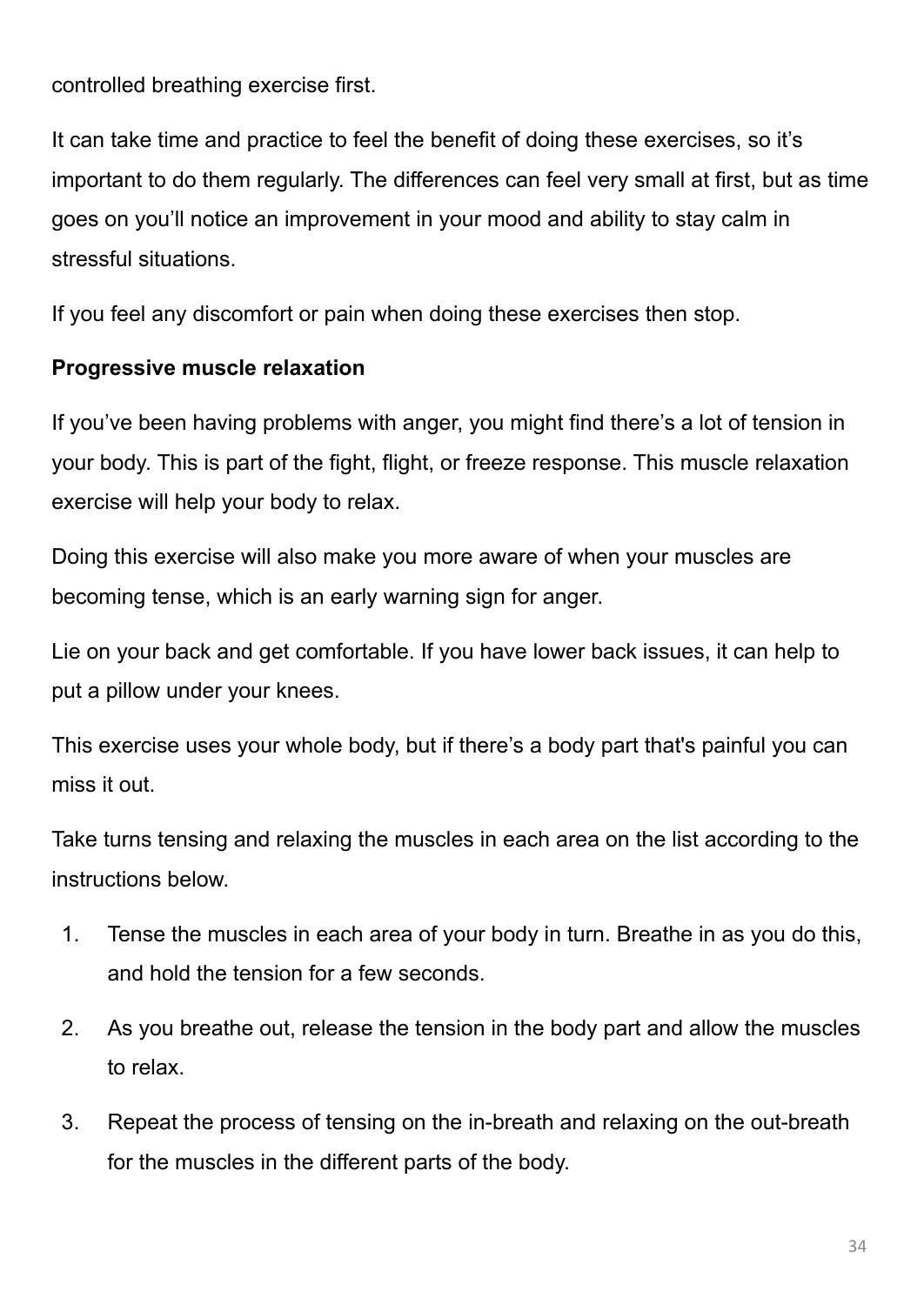controlled breathing exercise first.

It can take time and practice to feel the benefit of doing these exercises, so it’s important to do them regularly. The differences can feel very small at first, but as time goes on you’ll notice an improvement in your mood and ability to stay calm in stressful situations.

If you feel any discomfort or pain when doing these exercises then stop.

**Progressive muscle relaxation**

If you’ve been having problems with anger, you might find there’s a lot of tension in your body. This is part of the fight, flight, or freeze response. This muscle relaxation exercise will help your body to relax.

Doing this exercise will also make you more aware of when your muscles are becoming tense, which is an early warning sign for anger.

Lie on your back and get comfortable. If you have lower back issues, it can help to put a pillow under your knees.

This exercise uses your whole body, but if there’s a body part that's painful you can miss it out.

Take turns tensing and relaxing the muscles in each area on the list according to the instructions below.

1. Tense the muscles in each area of your body in turn. Breathe in as you do this, and hold the tension for a few seconds.
2. As you breathe out, release the tension in the body part and allow the muscles to relax.
3. Repeat the process of tensing on the in-breath and relaxing on the out-breath for the muscles in the different parts of the body.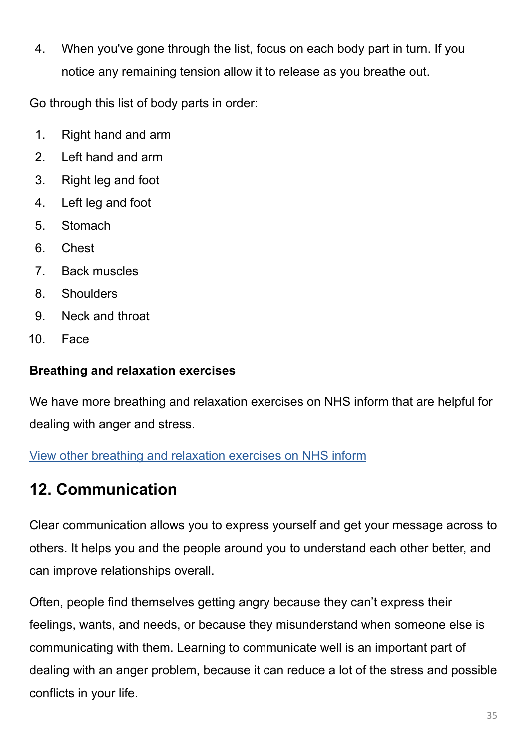4. When you've gone through the list, focus on each body part in turn. If you notice any remaining tension allow it to release as you breathe out.

Go through this list of body parts in order:

1. Right hand and arm
2. Left hand and arm
3. Right leg and foot
4. Left leg and foot
5. Stomach
6. Chest
7. Back muscles
8. Shoulders
9. Neck and throat
10. Face

**Breathing and relaxation exercises**

We have more breathing and relaxation exercises on NHS inform that are helpful for dealing with anger and stress.

View other breathing and relaxation exercises on NHS inform

## 12. Communication

Clear communication allows you to express yourself and get your message across to others. It helps you and the people around you to understand each other better, and can improve relationships overall.

Often, people find themselves getting angry because they can't express their feelings, wants, and needs, or because they misunderstand when someone else is communicating with them. Learning to communicate well is an important part of dealing with an anger problem, because it can reduce a lot of the stress and possible conflicts in your life.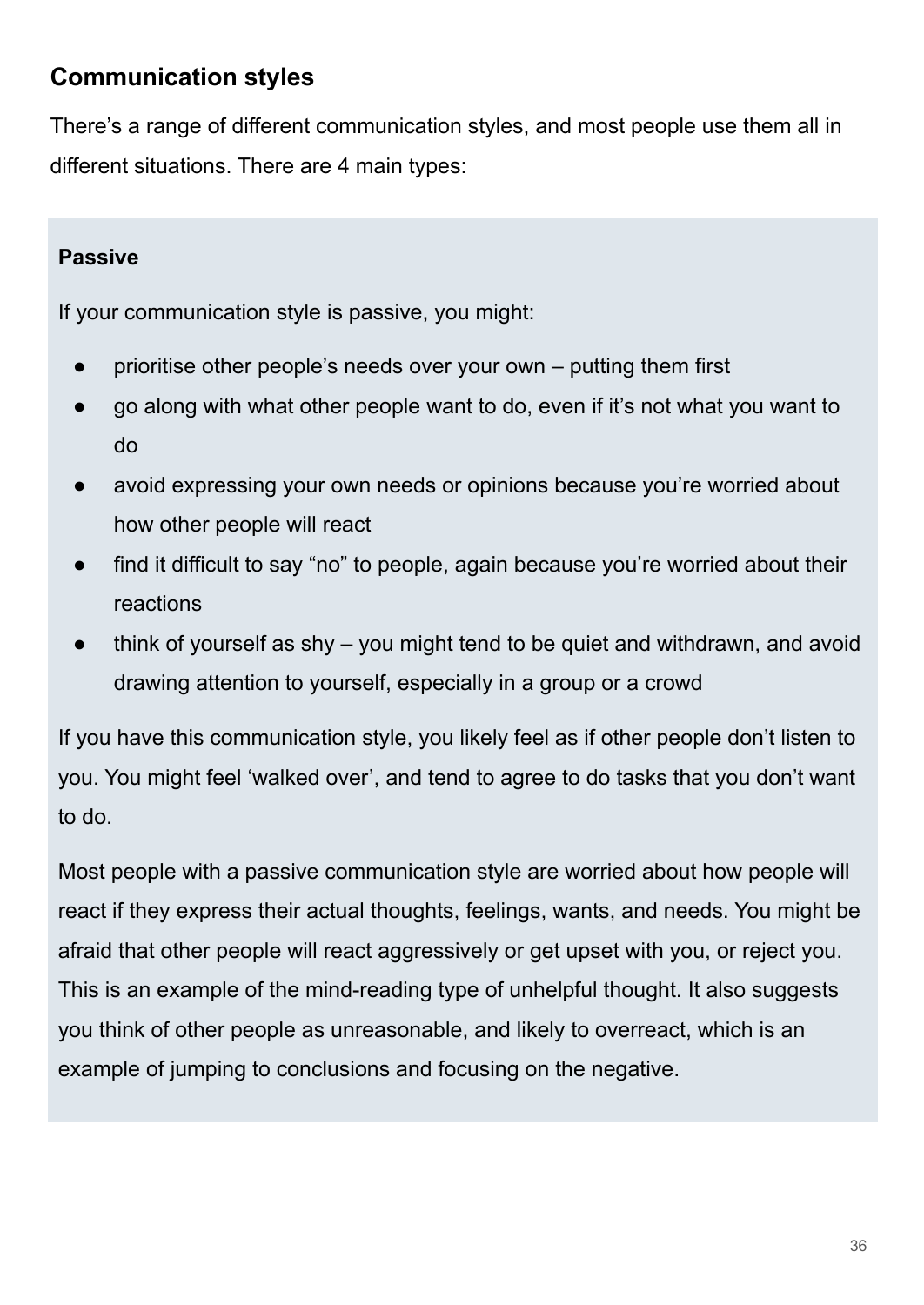## Communication styles

There's a range of different communication styles, and most people use them all in different situations. There are 4 main types:

### Passive

If your communication style is passive, you might:

- prioritise other people's needs over your own – putting them first
- go along with what other people want to do, even if it's not what you want to do
- avoid expressing your own needs or opinions because you're worried about how other people will react
- find it difficult to say "no" to people, again because you're worried about their reactions
- think of yourself as shy – you might tend to be quiet and withdrawn, and avoid drawing attention to yourself, especially in a group or a crowd

If you have this communication style, you likely feel as if other people don't listen to you. You might feel 'walked over', and tend to agree to do tasks that you don't want to do.

Most people with a passive communication style are worried about how people will react if they express their actual thoughts, feelings, wants, and needs. You might be afraid that other people will react aggressively or get upset with you, or reject you. This is an example of the mind-reading type of unhelpful thought. It also suggests you think of other people as unreasonable, and likely to overreact, which is an example of jumping to conclusions and focusing on the negative.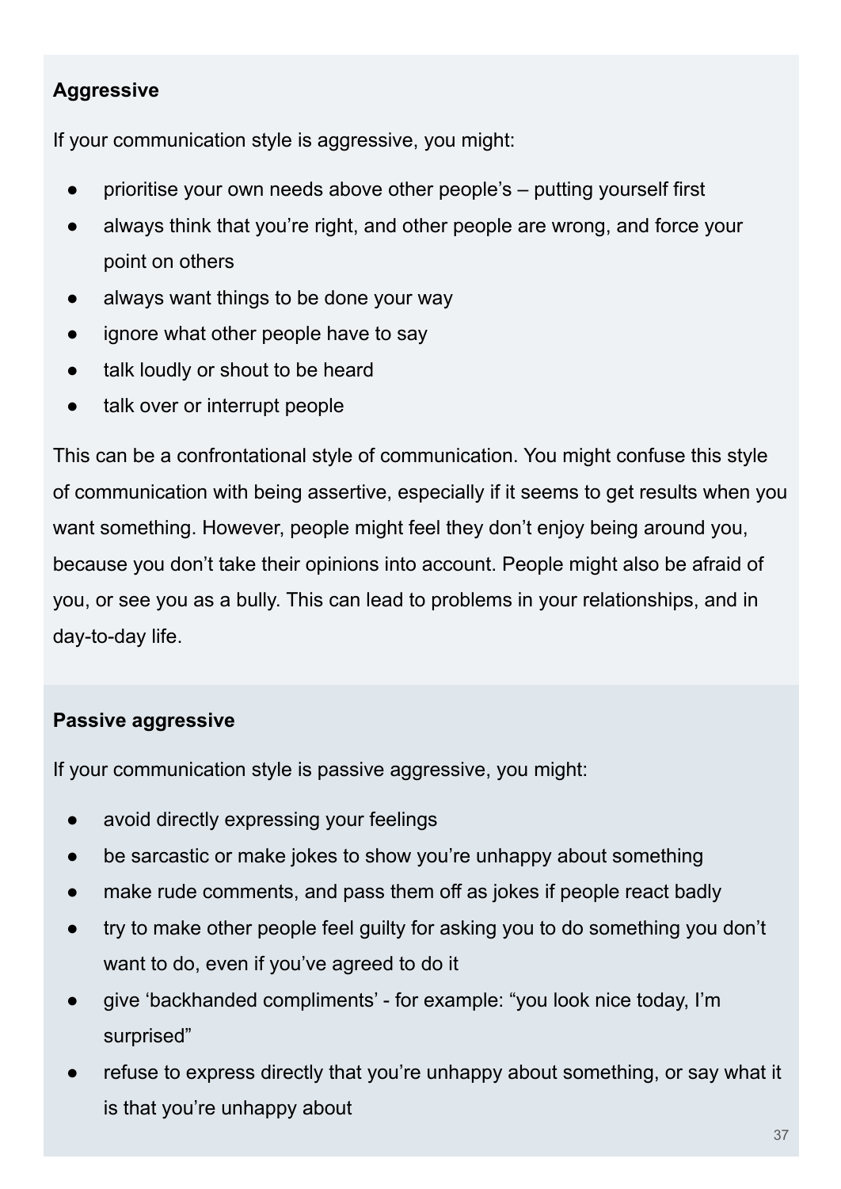**Aggressive**

If your communication style is aggressive, you might:

- prioritise your own needs above other people's – putting yourself first
- always think that you're right, and other people are wrong, and force your point on others
- always want things to be done your way
- ignore what other people have to say
- talk loudly or shout to be heard
- talk over or interrupt people

This can be a confrontational style of communication. You might confuse this style of communication with being assertive, especially if it seems to get results when you want something. However, people might feel they don't enjoy being around you, because you don't take their opinions into account. People might also be afraid of you, or see you as a bully. This can lead to problems in your relationships, and in day-to-day life.

**Passive aggressive**

If your communication style is passive aggressive, you might:

- avoid directly expressing your feelings
- be sarcastic or make jokes to show you're unhappy about something
- make rude comments, and pass them off as jokes if people react badly
- try to make other people feel guilty for asking you to do something you don't want to do, even if you've agreed to do it
- give 'backhanded compliments' - for example: "you look nice today, I'm surprised"
- refuse to express directly that you're unhappy about something, or say what it is that you're unhappy about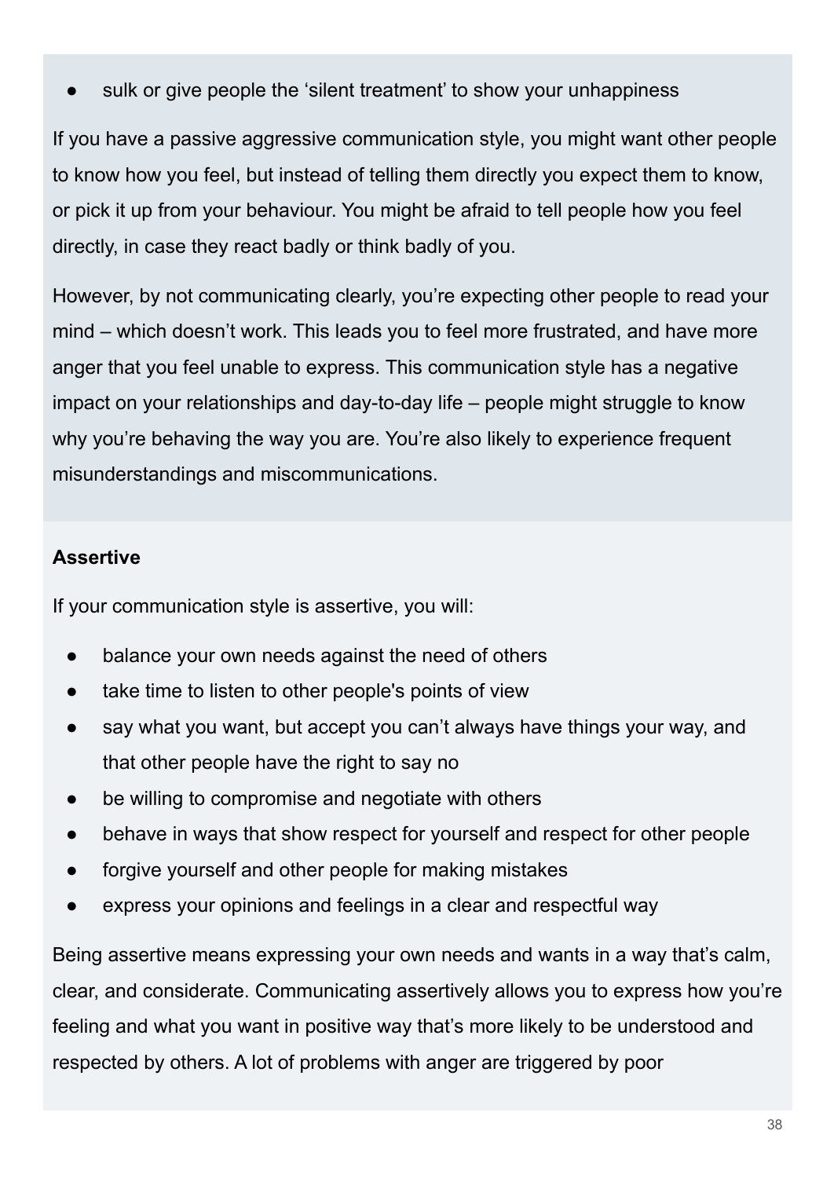- sulk or give people the 'silent treatment' to show your unhappiness

If you have a passive aggressive communication style, you might want other people to know how you feel, but instead of telling them directly you expect them to know, or pick it up from your behaviour. You might be afraid to tell people how you feel directly, in case they react badly or think badly of you.

However, by not communicating clearly, you're expecting other people to read your mind – which doesn't work. This leads you to feel more frustrated, and have more anger that you feel unable to express. This communication style has a negative impact on your relationships and day-to-day life – people might struggle to know why you're behaving the way you are. You're also likely to experience frequent misunderstandings and miscommunications.

**Assertive**

If your communication style is assertive, you will:

- balance your own needs against the need of others
- take time to listen to other people's points of view
- say what you want, but accept you can't always have things your way, and that other people have the right to say no
- be willing to compromise and negotiate with others
- behave in ways that show respect for yourself and respect for other people
- forgive yourself and other people for making mistakes
- express your opinions and feelings in a clear and respectful way

Being assertive means expressing your own needs and wants in a way that's calm, clear, and considerate. Communicating assertively allows you to express how you're feeling and what you want in positive way that's more likely to be understood and respected by others. A lot of problems with anger are triggered by poor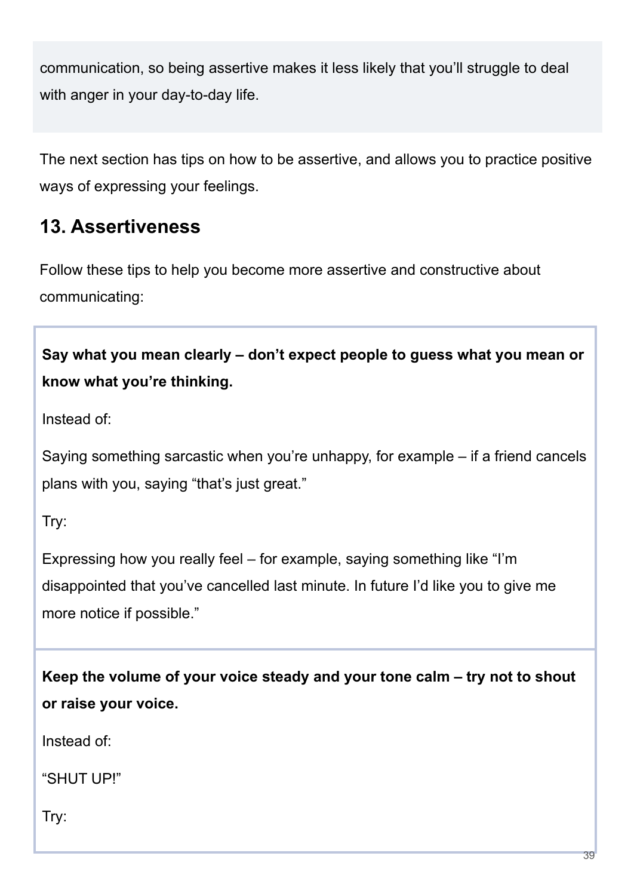communication, so being assertive makes it less likely that you'll struggle to deal with anger in your day-to-day life.

The next section has tips on how to be assertive, and allows you to practice positive ways of expressing your feelings.

## 13. Assertiveness

Follow these tips to help you become more assertive and constructive about communicating:

**Say what you mean clearly – don't expect people to guess what you mean or know what you're thinking.**

Instead of:

Saying something sarcastic when you're unhappy, for example – if a friend cancels plans with you, saying "that's just great."

Try:

Expressing how you really feel – for example, saying something like "I'm disappointed that you've cancelled last minute. In future I'd like you to give me more notice if possible."

**Keep the volume of your voice steady and your tone calm – try not to shout or raise your voice.**

Instead of:

"SHUT UP!"

Try: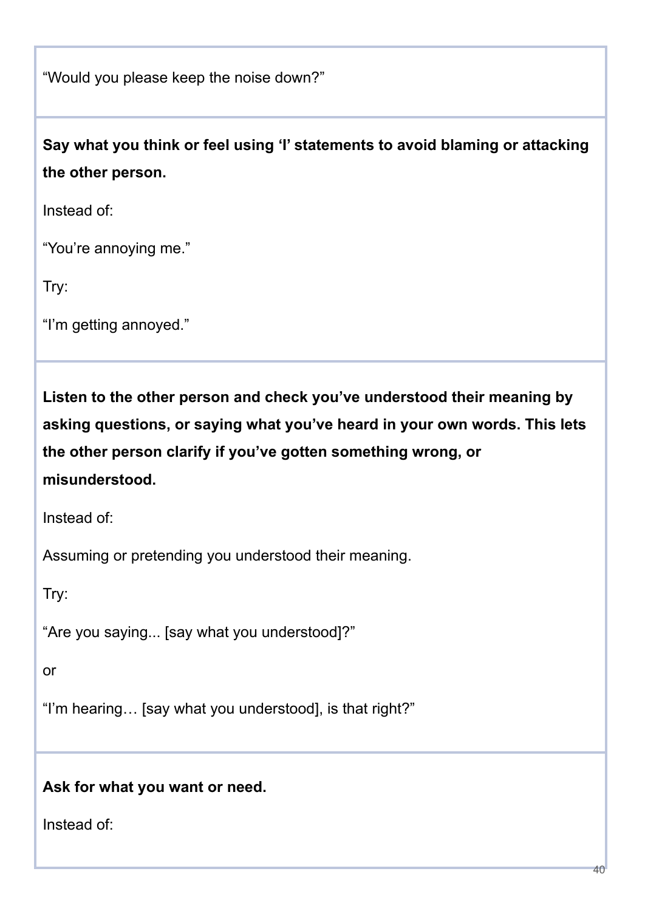"Would you please keep the noise down?"

**Say what you think or feel using 'I' statements to avoid blaming or attacking the other person.**

Instead of:

"You're annoying me."

Try:

"I'm getting annoyed."

**Listen to the other person and check you've understood their meaning by asking questions, or saying what you've heard in your own words. This lets the other person clarify if you've gotten something wrong, or misunderstood.**

Instead of:

Assuming or pretending you understood their meaning.

Try:

"Are you saying... [say what you understood]?"

or

"I'm hearing… [say what you understood], is that right?"

**Ask for what you want or need.**

Instead of: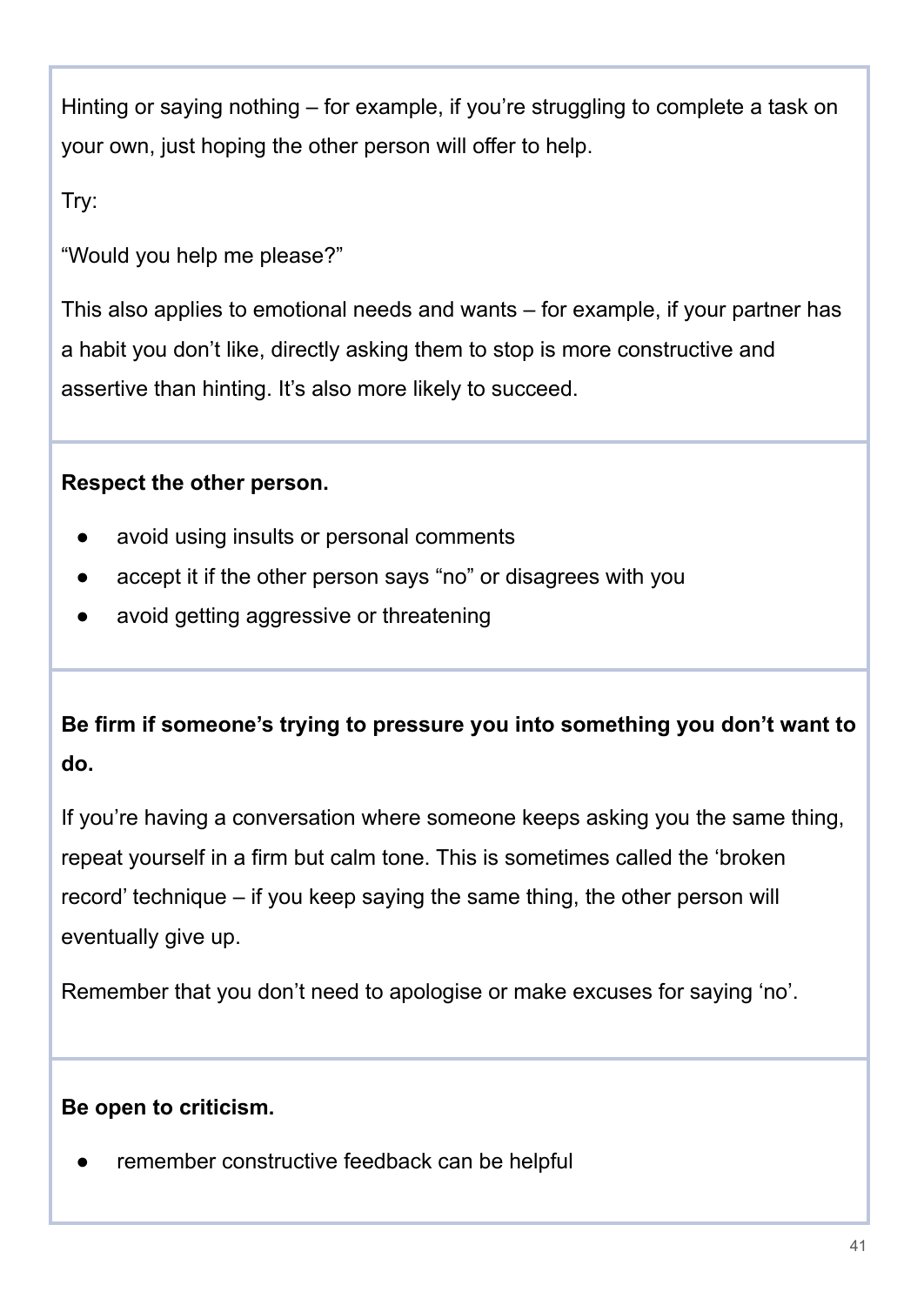Hinting or saying nothing – for example, if you're struggling to complete a task on your own, just hoping the other person will offer to help.

Try:

"Would you help me please?"

This also applies to emotional needs and wants – for example, if your partner has a habit you don't like, directly asking them to stop is more constructive and assertive than hinting. It's also more likely to succeed.

**Respect the other person.**

- avoid using insults or personal comments
- accept it if the other person says "no" or disagrees with you
- avoid getting aggressive or threatening

**Be firm if someone's trying to pressure you into something you don't want to do.**

If you're having a conversation where someone keeps asking you the same thing, repeat yourself in a firm but calm tone. This is sometimes called the 'broken record' technique – if you keep saying the same thing, the other person will eventually give up.

Remember that you don't need to apologise or make excuses for saying 'no'.

**Be open to criticism.**

- remember constructive feedback can be helpful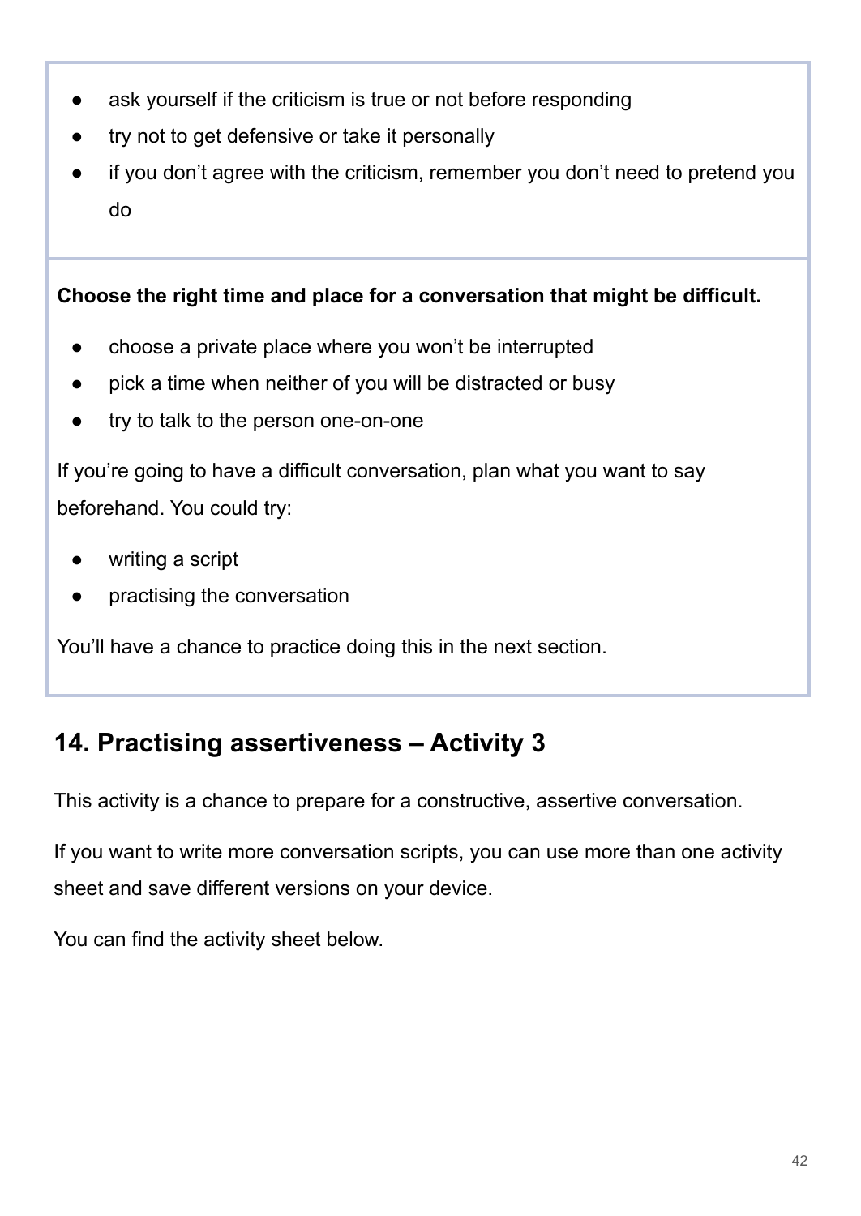- ask yourself if the criticism is true or not before responding
- try not to get defensive or take it personally
- if you don't agree with the criticism, remember you don't need to pretend you do

**Choose the right time and place for a conversation that might be difficult.**

- choose a private place where you won't be interrupted
- pick a time when neither of you will be distracted or busy
- try to talk to the person one-on-one

If you're going to have a difficult conversation, plan what you want to say beforehand. You could try:

- writing a script
- practising the conversation

You'll have a chance to practice doing this in the next section.

## 14. Practising assertiveness – Activity 3

This activity is a chance to prepare for a constructive, assertive conversation.

If you want to write more conversation scripts, you can use more than one activity sheet and save different versions on your device.

You can find the activity sheet below.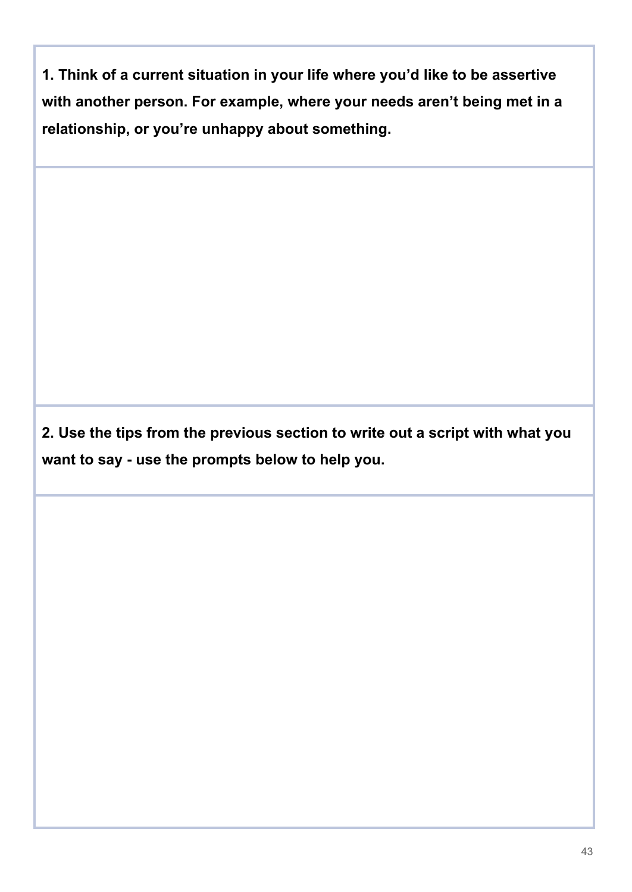**1. Think of a current situation in your life where you'd like to be assertive with another person. For example, where your needs aren't being met in a relationship, or you're unhappy about something.**

**2. Use the tips from the previous section to write out a script with what you want to say - use the prompts below to help you.**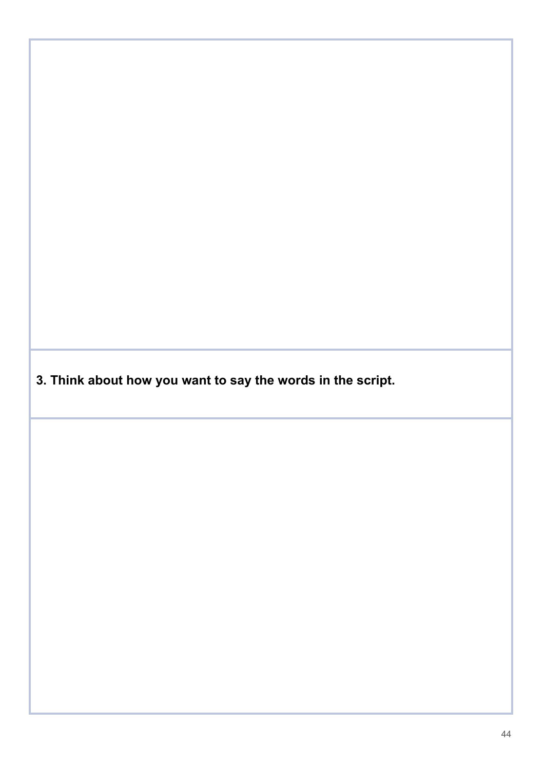**3. Think about how you want to say the words in the script.**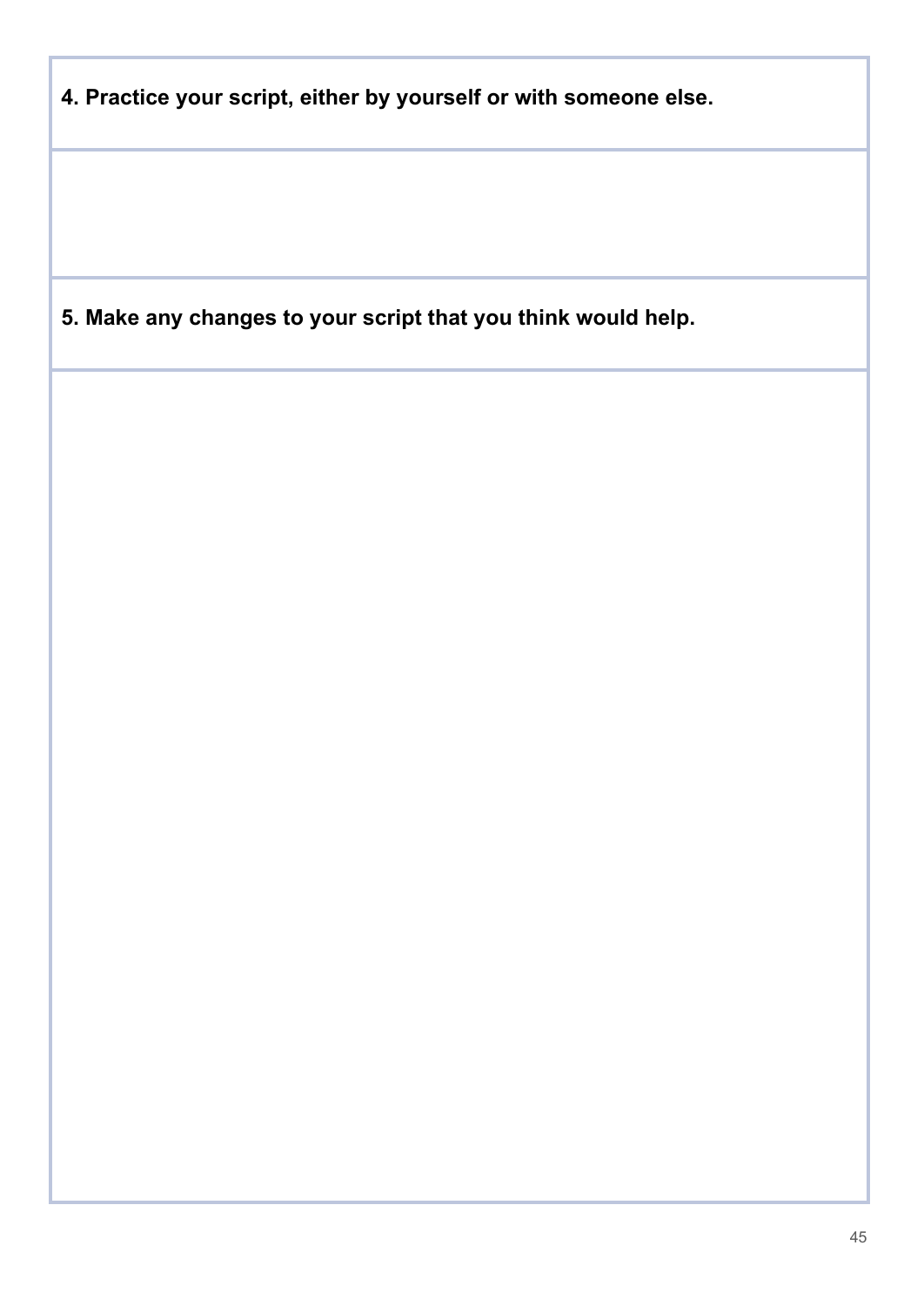**4. Practice your script, either by yourself or with someone else.**

**5. Make any changes to your script that you think would help.**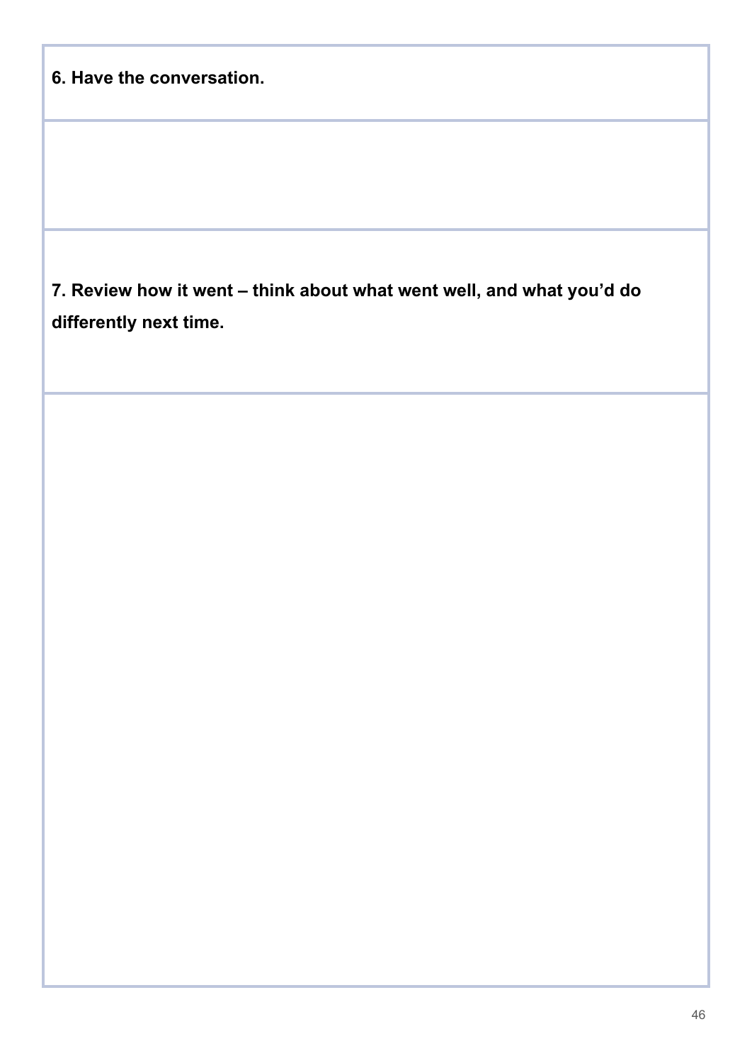**6. Have the conversation.**

**7. Review how it went – think about what went well, and what you'd do differently next time.**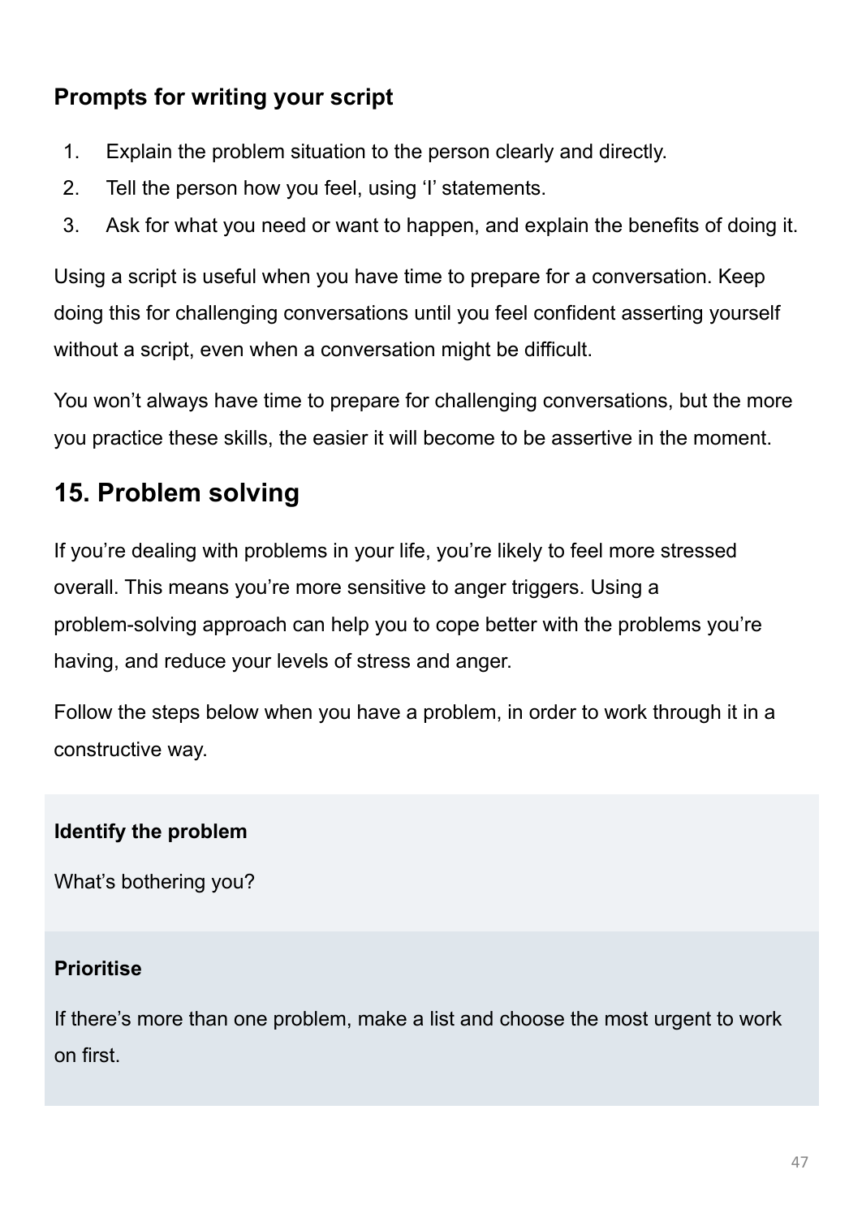### Prompts for writing your script

1. Explain the problem situation to the person clearly and directly.
2. Tell the person how you feel, using 'I' statements.
3. Ask for what you need or want to happen, and explain the benefits of doing it.

Using a script is useful when you have time to prepare for a conversation. Keep doing this for challenging conversations until you feel confident asserting yourself without a script, even when a conversation might be difficult.

You won't always have time to prepare for challenging conversations, but the more you practice these skills, the easier it will become to be assertive in the moment.

## 15. Problem solving

If you're dealing with problems in your life, you're likely to feel more stressed overall. This means you're more sensitive to anger triggers. Using a problem-solving approach can help you to cope better with the problems you're having, and reduce your levels of stress and anger.

Follow the steps below when you have a problem, in order to work through it in a constructive way.

**Identify the problem**

What's bothering you?

**Prioritise**

If there's more than one problem, make a list and choose the most urgent to work on first.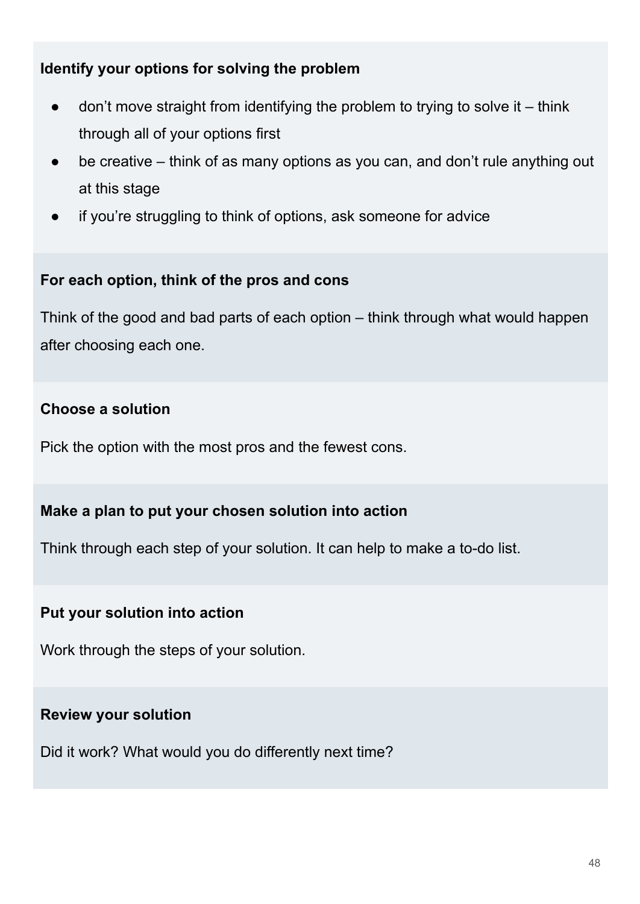**Identify your options for solving the problem**

- don’t move straight from identifying the problem to trying to solve it – think through all of your options first
- be creative – think of as many options as you can, and don’t rule anything out at this stage
- if you’re struggling to think of options, ask someone for advice

**For each option, think of the pros and cons**

Think of the good and bad parts of each option – think through what would happen after choosing each one.

**Choose a solution**

Pick the option with the most pros and the fewest cons.

**Make a plan to put your chosen solution into action**

Think through each step of your solution. It can help to make a to-do list.

**Put your solution into action**

Work through the steps of your solution.

**Review your solution**

Did it work? What would you do differently next time?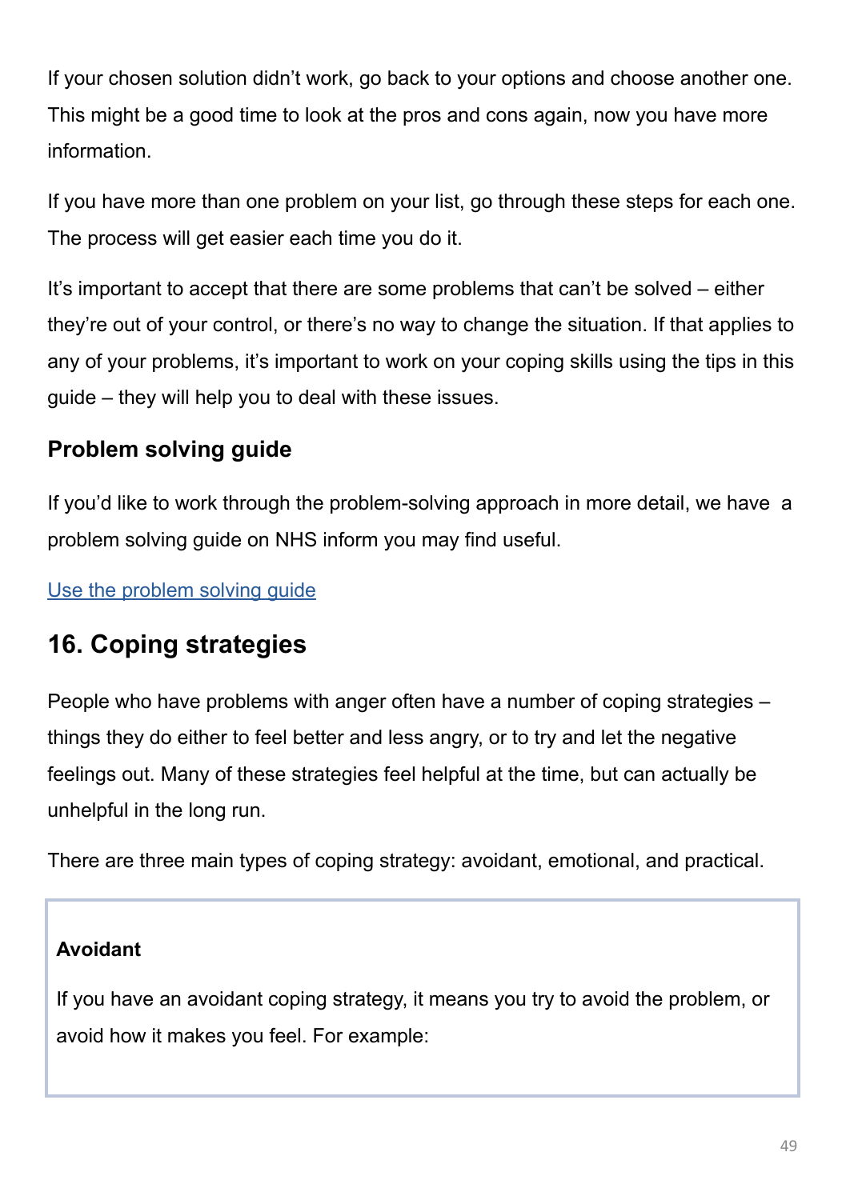If your chosen solution didn't work, go back to your options and choose another one. This might be a good time to look at the pros and cons again, now you have more information.

If you have more than one problem on your list, go through these steps for each one. The process will get easier each time you do it.

It's important to accept that there are some problems that can't be solved – either they're out of your control, or there's no way to change the situation. If that applies to any of your problems, it's important to work on your coping skills using the tips in this guide – they will help you to deal with these issues.

### Problem solving guide

If you'd like to work through the problem-solving approach in more detail, we have a problem solving guide on NHS inform you may find useful.

[Use the problem solving guide]

## 16. Coping strategies

People who have problems with anger often have a number of coping strategies – things they do either to feel better and less angry, or to try and let the negative feelings out. Many of these strategies feel helpful at the time, but can actually be unhelpful in the long run.

There are three main types of coping strategy: avoidant, emotional, and practical.

**Avoidant**

If you have an avoidant coping strategy, it means you try to avoid the problem, or avoid how it makes you feel. For example: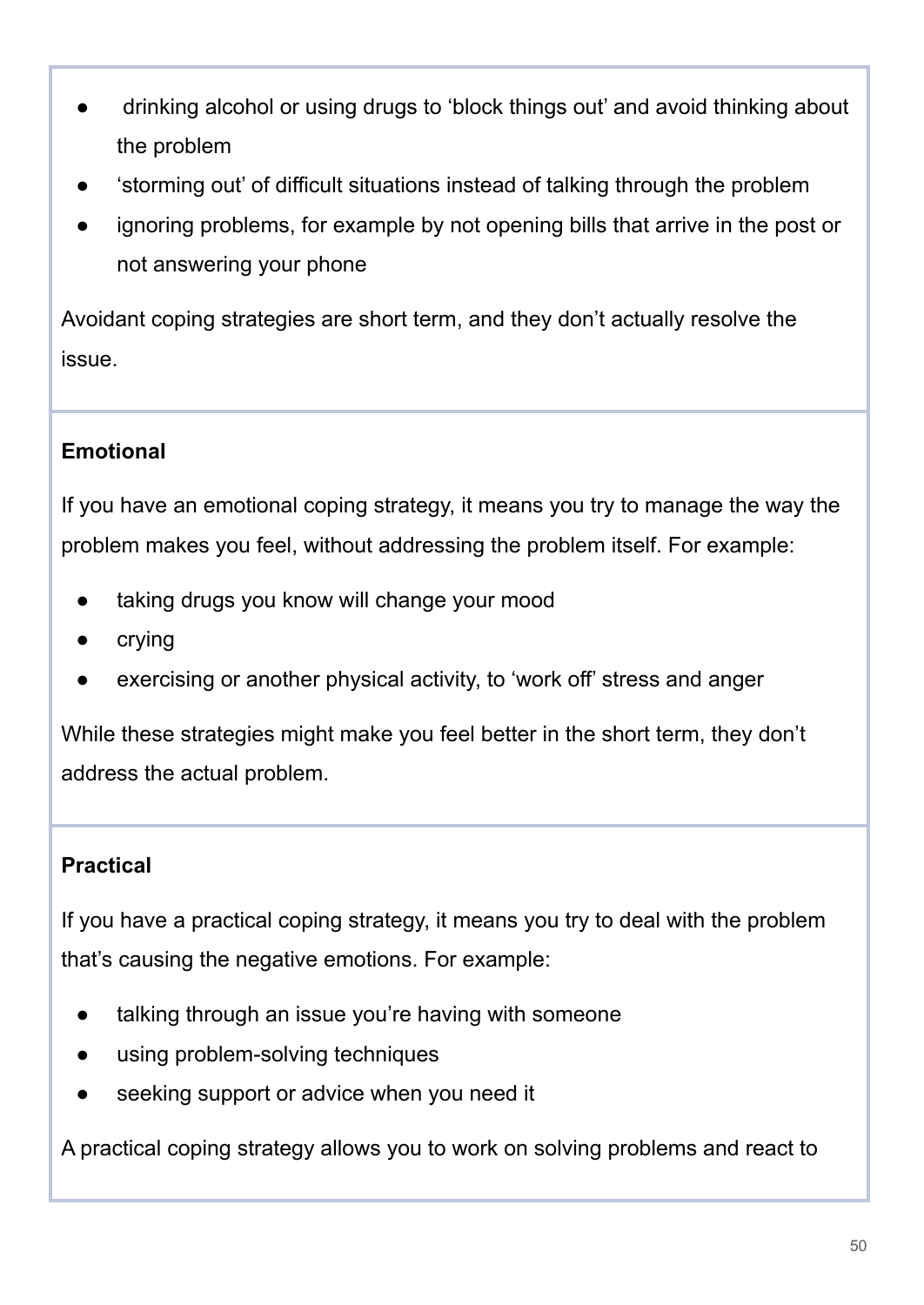- drinking alcohol or using drugs to 'block things out' and avoid thinking about the problem
- 'storming out' of difficult situations instead of talking through the problem
- ignoring problems, for example by not opening bills that arrive in the post or not answering your phone

Avoidant coping strategies are short term, and they don't actually resolve the issue.

**Emotional**

If you have an emotional coping strategy, it means you try to manage the way the problem makes you feel, without addressing the problem itself. For example:

- taking drugs you know will change your mood
- crying
- exercising or another physical activity, to 'work off' stress and anger

While these strategies might make you feel better in the short term, they don't address the actual problem.

**Practical**

If you have a practical coping strategy, it means you try to deal with the problem that's causing the negative emotions. For example:

- talking through an issue you're having with someone
- using problem-solving techniques
- seeking support or advice when you need it

A practical coping strategy allows you to work on solving problems and react to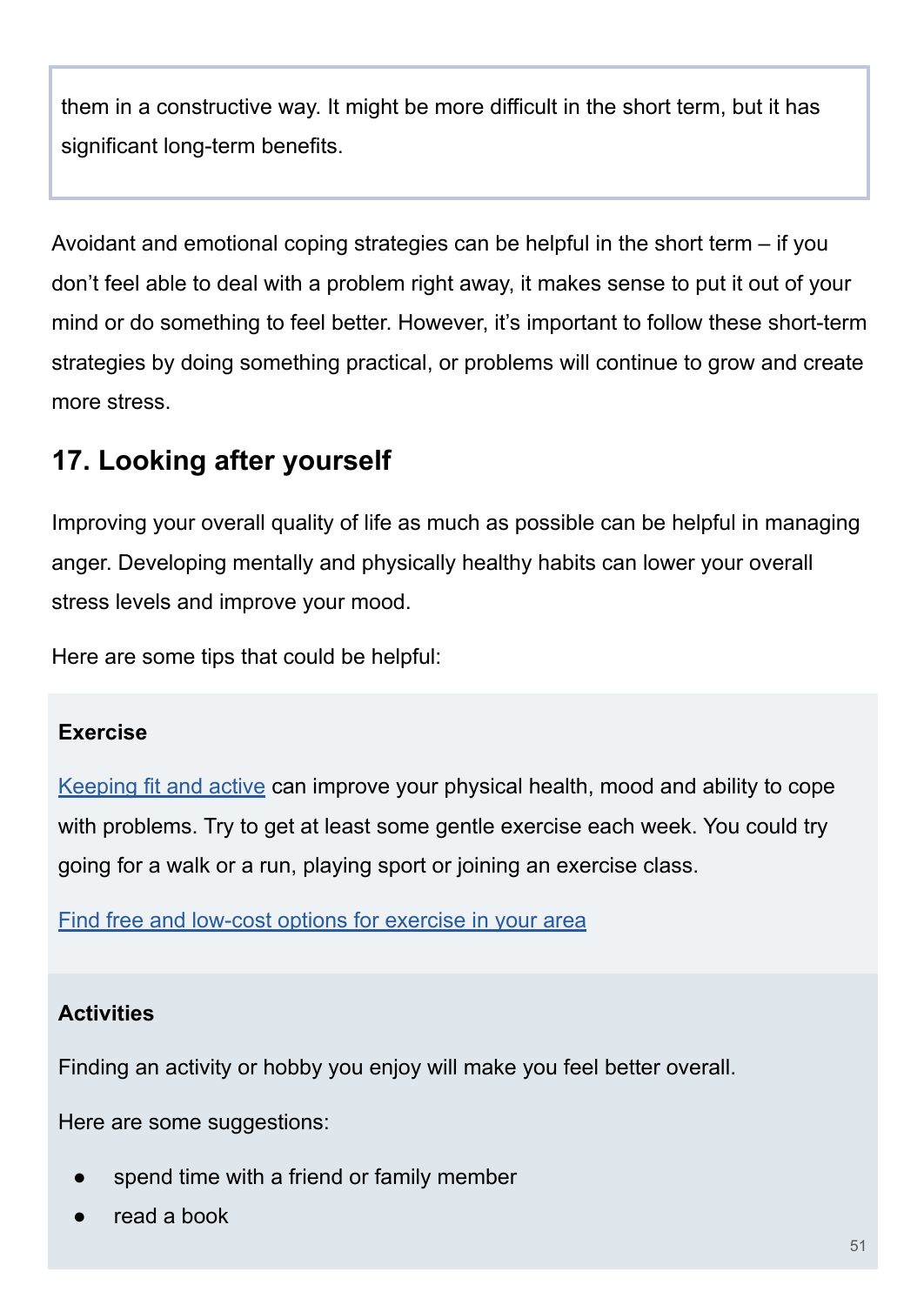them in a constructive way. It might be more difficult in the short term, but it has significant long-term benefits.

Avoidant and emotional coping strategies can be helpful in the short term – if you don't feel able to deal with a problem right away, it makes sense to put it out of your mind or do something to feel better. However, it's important to follow these short-term strategies by doing something practical, or problems will continue to grow and create more stress.

## 17. Looking after yourself

Improving your overall quality of life as much as possible can be helpful in managing anger. Developing mentally and physically healthy habits can lower your overall stress levels and improve your mood.

Here are some tips that could be helpful:

**Exercise**

Keeping fit and active can improve your physical health, mood and ability to cope with problems. Try to get at least some gentle exercise each week. You could try going for a walk or a run, playing sport or joining an exercise class.

Find free and low-cost options for exercise in your area

**Activities**

Finding an activity or hobby you enjoy will make you feel better overall.

Here are some suggestions:

- spend time with a friend or family member
- read a book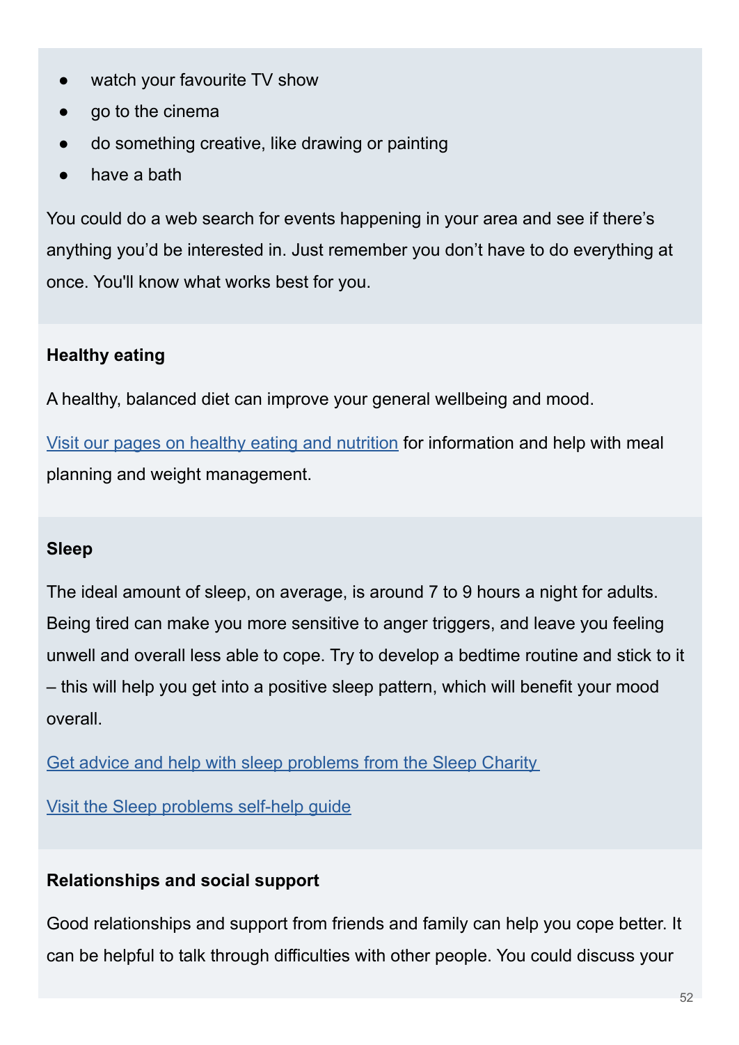- watch your favourite TV show
- go to the cinema
- do something creative, like drawing or painting
- have a bath

You could do a web search for events happening in your area and see if there's anything you'd be interested in. Just remember you don't have to do everything at once. You'll know what works best for you.

**Healthy eating**

A healthy, balanced diet can improve your general wellbeing and mood.

Visit our pages on healthy eating and nutrition for information and help with meal planning and weight management.

**Sleep**

The ideal amount of sleep, on average, is around 7 to 9 hours a night for adults. Being tired can make you more sensitive to anger triggers, and leave you feeling unwell and overall less able to cope. Try to develop a bedtime routine and stick to it – this will help you get into a positive sleep pattern, which will benefit your mood overall.

Get advice and help with sleep problems from the Sleep Charity

Visit the Sleep problems self-help guide

**Relationships and social support**

Good relationships and support from friends and family can help you cope better. It can be helpful to talk through difficulties with other people. You could discuss your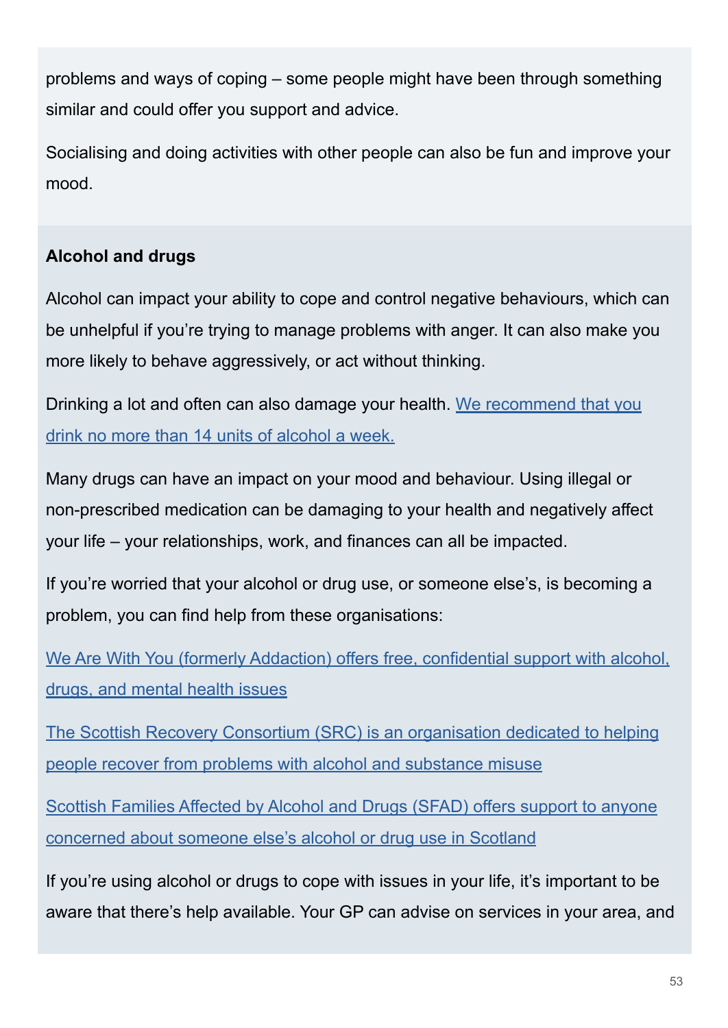problems and ways of coping – some people might have been through something similar and could offer you support and advice.

Socialising and doing activities with other people can also be fun and improve your mood.

**Alcohol and drugs**

Alcohol can impact your ability to cope and control negative behaviours, which can be unhelpful if you're trying to manage problems with anger. It can also make you more likely to behave aggressively, or act without thinking.

Drinking a lot and often can also damage your health. We recommend that you drink no more than 14 units of alcohol a week.

Many drugs can have an impact on your mood and behaviour. Using illegal or non-prescribed medication can be damaging to your health and negatively affect your life – your relationships, work, and finances can all be impacted.

If you're worried that your alcohol or drug use, or someone else's, is becoming a problem, you can find help from these organisations:

We Are With You (formerly Addaction) offers free, confidential support with alcohol, drugs, and mental health issues

The Scottish Recovery Consortium (SRC) is an organisation dedicated to helping people recover from problems with alcohol and substance misuse

Scottish Families Affected by Alcohol and Drugs (SFAD) offers support to anyone concerned about someone else's alcohol or drug use in Scotland

If you're using alcohol or drugs to cope with issues in your life, it's important to be aware that there's help available. Your GP can advise on services in your area, and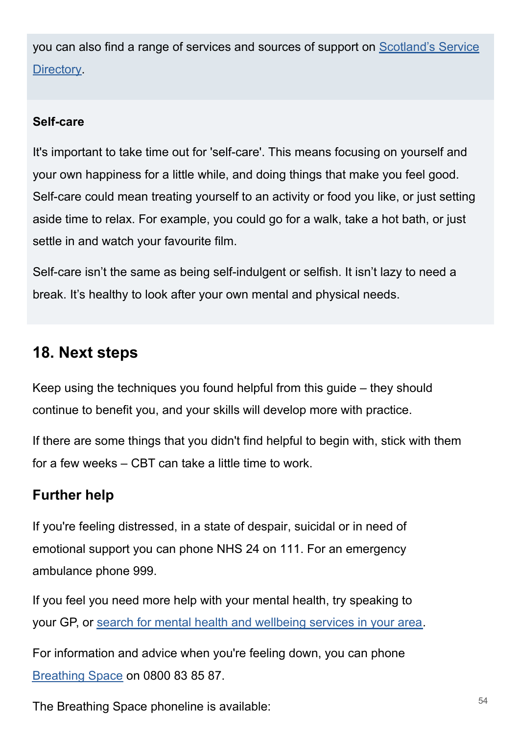you can also find a range of services and sources of support on Scotland's Service Directory.

### Self-care

It's important to take time out for 'self-care'. This means focusing on yourself and your own happiness for a little while, and doing things that make you feel good. Self-care could mean treating yourself to an activity or food you like, or just setting aside time to relax. For example, you could go for a walk, take a hot bath, or just settle in and watch your favourite film.

Self-care isn't the same as being self-indulgent or selfish. It isn't lazy to need a break. It's healthy to look after your own mental and physical needs.

## 18. Next steps

Keep using the techniques you found helpful from this guide – they should continue to benefit you, and your skills will develop more with practice.

If there are some things that you didn't find helpful to begin with, stick with them for a few weeks – CBT can take a little time to work.

### Further help

If you're feeling distressed, in a state of despair, suicidal or in need of emotional support you can phone NHS 24 on 111. For an emergency ambulance phone 999.

If you feel you need more help with your mental health, try speaking to your GP, or search for mental health and wellbeing services in your area.

For information and advice when you're feeling down, you can phone Breathing Space on 0800 83 85 87.

The Breathing Space phoneline is available: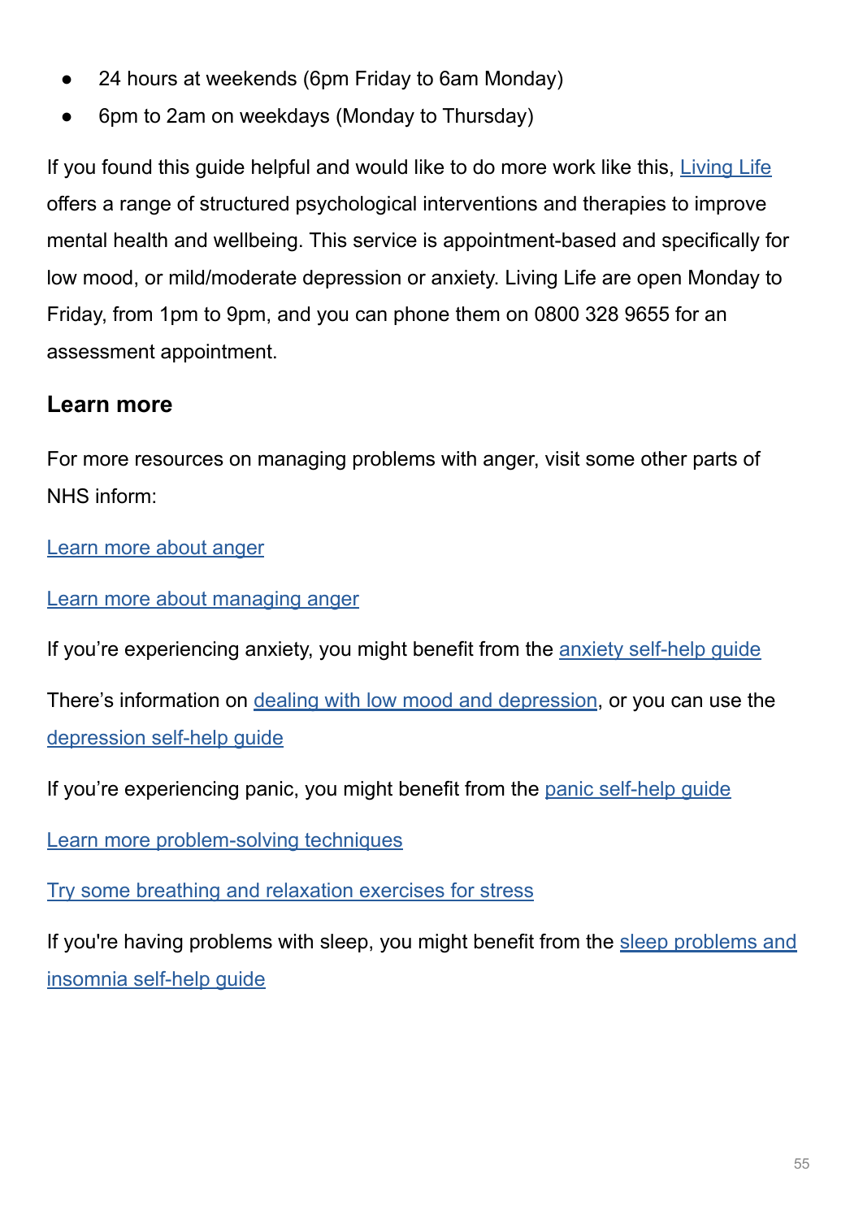- 24 hours at weekends (6pm Friday to 6am Monday)
- 6pm to 2am on weekdays (Monday to Thursday)

If you found this guide helpful and would like to do more work like this, Living Life offers a range of structured psychological interventions and therapies to improve mental health and wellbeing. This service is appointment-based and specifically for low mood, or mild/moderate depression or anxiety. Living Life are open Monday to Friday, from 1pm to 9pm, and you can phone them on 0800 328 9655 for an assessment appointment.

## Learn more

For more resources on managing problems with anger, visit some other parts of NHS inform:

Learn more about anger

Learn more about managing anger

If you're experiencing anxiety, you might benefit from the anxiety self-help guide

There's information on dealing with low mood and depression, or you can use the depression self-help guide

If you're experiencing panic, you might benefit from the panic self-help guide

Learn more problem-solving techniques

Try some breathing and relaxation exercises for stress

If you're having problems with sleep, you might benefit from the sleep problems and insomnia self-help guide